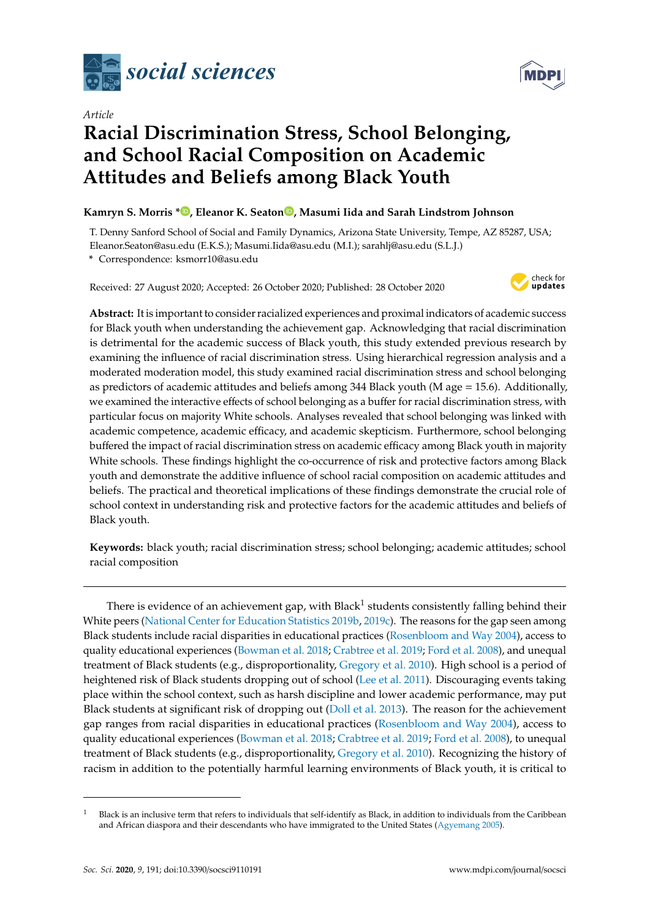*Article*

# Racial Discrimination Stress, School Belonging, and School Racial Composition on Academic Attitudes and Beliefs among Black Youth

**Kamryn S. Morris** *, **Eleanor K. Seaton**, **Masumi Iida** and **Sarah Lindstrom Johnson**

T. Denny Sanford School of Social and Family Dynamics, Arizona State University, Tempe, AZ 85287, USA; Eleanor.Seaton@asu.edu (E.K.S.); Masumi.Iida@asu.edu (M.I.); sarahlj@asu.edu (S.L.J.)

\* Correspondence: ksmorr10@asu.edu

Received: 27 August 2020; Accepted: 26 October 2020; Published: 28 October 2020

**Abstract:** It is important to consider racialized experiences and proximal indicators of academic success for Black youth when understanding the achievement gap. Acknowledging that racial discrimination is detrimental for the academic success of Black youth, this study extended previous research by examining the influence of racial discrimination stress. Using hierarchical regression analysis and a moderated moderation model, this study examined racial discrimination stress and school belonging as predictors of academic attitudes and beliefs among 344 Black youth (M age = 15.6). Additionally, we examined the interactive effects of school belonging as a buffer for racial discrimination stress, with particular focus on majority White schools. Analyses revealed that school belonging was linked with academic competence, academic efficacy, and academic skepticism. Furthermore, school belonging buffered the impact of racial discrimination stress on academic efficacy among Black youth in majority White schools. These findings highlight the co-occurrence of risk and protective factors among Black youth and demonstrate the additive influence of school racial composition on academic attitudes and beliefs. The practical and theoretical implications of these findings demonstrate the crucial role of school context in understanding risk and protective factors for the academic attitudes and beliefs of Black youth.

**Keywords:** black youth; racial discrimination stress; school belonging; academic attitudes; school racial composition

---

There is evidence of an achievement gap, with Black[1] students consistently falling behind their White peers (National Center for Education Statistics 2019b, 2019c). The reasons for the gap seen among Black students include racial disparities in educational practices (Rosenbloom and Way 2004), access to quality educational experiences (Bowman et al. 2018; Crabtree et al. 2019; Ford et al. 2008), and unequal treatment of Black students (e.g., disproportionality, Gregory et al. 2010). High school is a period of heightened risk of Black students dropping out of school (Lee et al. 2011). Discouraging events taking place within the school context, such as harsh discipline and lower academic performance, may put Black students at significant risk of dropping out (Doll et al. 2013). The reason for the achievement gap ranges from racial disparities in educational practices (Rosenbloom and Way 2004), access to quality educational experiences (Bowman et al. 2018; Crabtree et al. 2019; Ford et al. 2008), to unequal treatment of Black students (e.g., disproportionality, Gregory et al. 2010). Recognizing the history of racism in addition to the potentially harmful learning environments of Black youth, it is critical to

[1] Black is an inclusive term that refers to individuals that self-identify as Black, in addition to individuals from the Caribbean and African diaspora and their descendants who have immigrated to the United States (Agyemang 2005).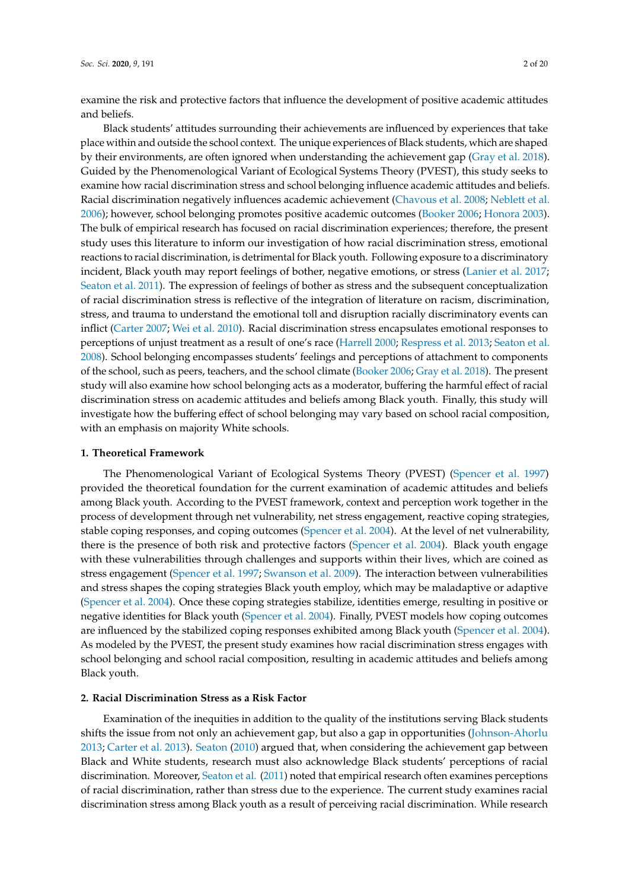examine the risk and protective factors that influence the development of positive academic attitudes and beliefs.

Black students' attitudes surrounding their achievements are influenced by experiences that take place within and outside the school context. The unique experiences of Black students, which are shaped by their environments, are often ignored when understanding the achievement gap (Gray et al. 2018). Guided by the Phenomenological Variant of Ecological Systems Theory (PVEST), this study seeks to examine how racial discrimination stress and school belonging influence academic attitudes and beliefs. Racial discrimination negatively influences academic achievement (Chavous et al. 2008; Neblett et al. 2006); however, school belonging promotes positive academic outcomes (Booker 2006; Honora 2003). The bulk of empirical research has focused on racial discrimination experiences; therefore, the present study uses this literature to inform our investigation of how racial discrimination stress, emotional reactions to racial discrimination, is detrimental for Black youth. Following exposure to a discriminatory incident, Black youth may report feelings of bother, negative emotions, or stress (Lanier et al. 2017; Seaton et al. 2011). The expression of feelings of bother as stress and the subsequent conceptualization of racial discrimination stress is reflective of the integration of literature on racism, discrimination, stress, and trauma to understand the emotional toll and disruption racially discriminatory events can inflict (Carter 2007; Wei et al. 2010). Racial discrimination stress encapsulates emotional responses to perceptions of unjust treatment as a result of one's race (Harrell 2000; Respress et al. 2013; Seaton et al. 2008). School belonging encompasses students' feelings and perceptions of attachment to components of the school, such as peers, teachers, and the school climate (Booker 2006; Gray et al. 2018). The present study will also examine how school belonging acts as a moderator, buffering the harmful effect of racial discrimination stress on academic attitudes and beliefs among Black youth. Finally, this study will investigate how the buffering effect of school belonging may vary based on school racial composition, with an emphasis on majority White schools.

## 1. Theoretical Framework

The Phenomenological Variant of Ecological Systems Theory (PVEST) (Spencer et al. 1997) provided the theoretical foundation for the current examination of academic attitudes and beliefs among Black youth. According to the PVEST framework, context and perception work together in the process of development through net vulnerability, net stress engagement, reactive coping strategies, stable coping responses, and coping outcomes (Spencer et al. 2004). At the level of net vulnerability, there is the presence of both risk and protective factors (Spencer et al. 2004). Black youth engage with these vulnerabilities through challenges and supports within their lives, which are coined as stress engagement (Spencer et al. 1997; Swanson et al. 2009). The interaction between vulnerabilities and stress shapes the coping strategies Black youth employ, which may be maladaptive or adaptive (Spencer et al. 2004). Once these coping strategies stabilize, identities emerge, resulting in positive or negative identities for Black youth (Spencer et al. 2004). Finally, PVEST models how coping outcomes are influenced by the stabilized coping responses exhibited among Black youth (Spencer et al. 2004). As modeled by the PVEST, the present study examines how racial discrimination stress engages with school belonging and school racial composition, resulting in academic attitudes and beliefs among Black youth.

## 2. Racial Discrimination Stress as a Risk Factor

Examination of the inequities in addition to the quality of the institutions serving Black students shifts the issue from not only an achievement gap, but also a gap in opportunities (Johnson-Ahorlu 2013; Carter et al. 2013). Seaton (2010) argued that, when considering the achievement gap between Black and White students, research must also acknowledge Black students' perceptions of racial discrimination. Moreover, Seaton et al. (2011) noted that empirical research often examines perceptions of racial discrimination, rather than stress due to the experience. The current study examines racial discrimination stress among Black youth as a result of perceiving racial discrimination. While research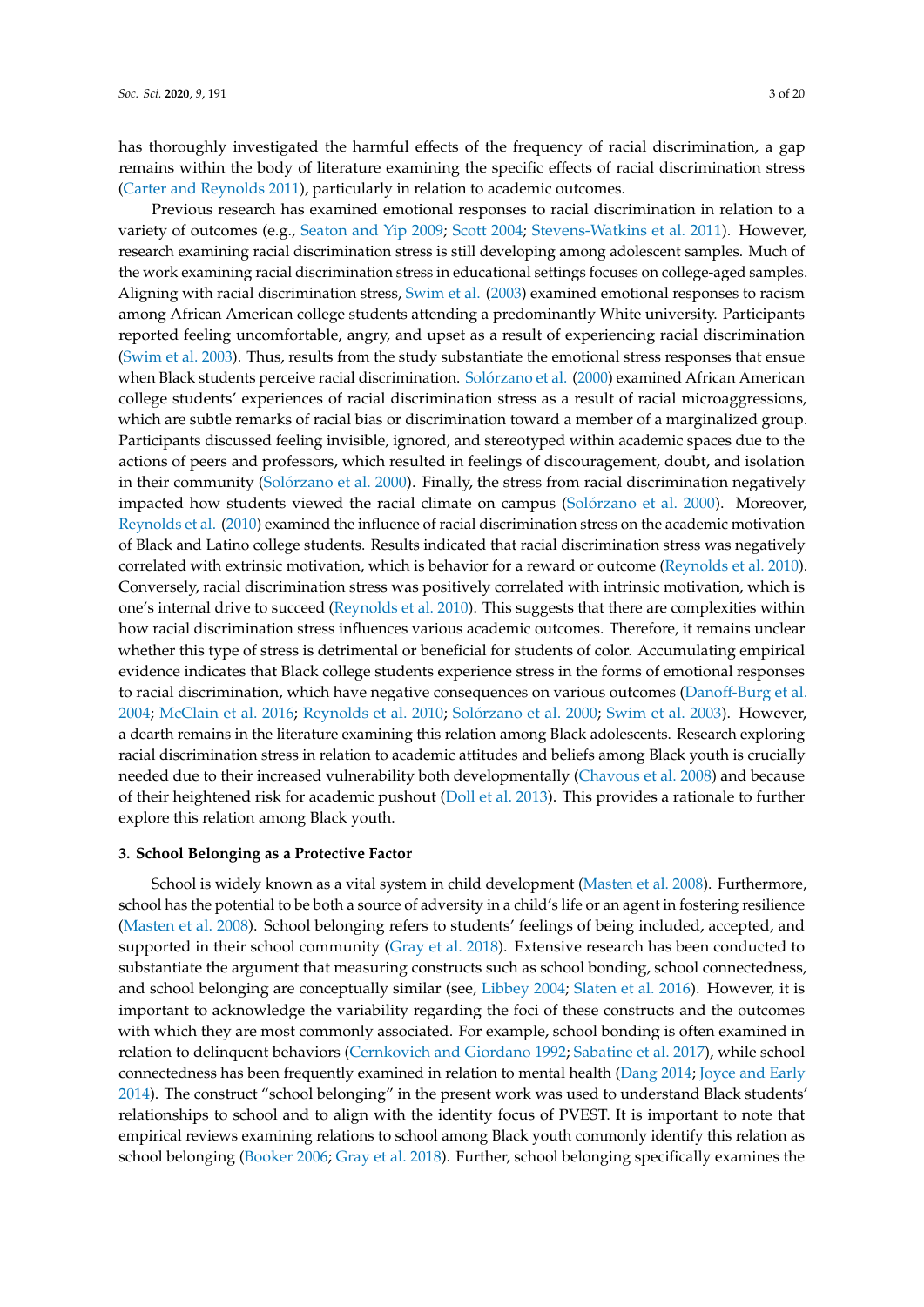has thoroughly investigated the harmful effects of the frequency of racial discrimination, a gap remains within the body of literature examining the specific effects of racial discrimination stress (Carter and Reynolds 2011), particularly in relation to academic outcomes.

Previous research has examined emotional responses to racial discrimination in relation to a variety of outcomes (e.g., Seaton and Yip 2009; Scott 2004; Stevens-Watkins et al. 2011). However, research examining racial discrimination stress is still developing among adolescent samples. Much of the work examining racial discrimination stress in educational settings focuses on college-aged samples. Aligning with racial discrimination stress, Swim et al. (2003) examined emotional responses to racism among African American college students attending a predominantly White university. Participants reported feeling uncomfortable, angry, and upset as a result of experiencing racial discrimination (Swim et al. 2003). Thus, results from the study substantiate the emotional stress responses that ensue when Black students perceive racial discrimination. Solórzano et al. (2000) examined African American college students' experiences of racial discrimination stress as a result of racial microaggressions, which are subtle remarks of racial bias or discrimination toward a member of a marginalized group. Participants discussed feeling invisible, ignored, and stereotyped within academic spaces due to the actions of peers and professors, which resulted in feelings of discouragement, doubt, and isolation in their community (Solórzano et al. 2000). Finally, the stress from racial discrimination negatively impacted how students viewed the racial climate on campus (Solórzano et al. 2000). Moreover, Reynolds et al. (2010) examined the influence of racial discrimination stress on the academic motivation of Black and Latino college students. Results indicated that racial discrimination stress was negatively correlated with extrinsic motivation, which is behavior for a reward or outcome (Reynolds et al. 2010). Conversely, racial discrimination stress was positively correlated with intrinsic motivation, which is one's internal drive to succeed (Reynolds et al. 2010). This suggests that there are complexities within how racial discrimination stress influences various academic outcomes. Therefore, it remains unclear whether this type of stress is detrimental or beneficial for students of color. Accumulating empirical evidence indicates that Black college students experience stress in the forms of emotional responses to racial discrimination, which have negative consequences on various outcomes (Danoff-Burg et al. 2004; McClain et al. 2016; Reynolds et al. 2010; Solórzano et al. 2000; Swim et al. 2003). However, a dearth remains in the literature examining this relation among Black adolescents. Research exploring racial discrimination stress in relation to academic attitudes and beliefs among Black youth is crucially needed due to their increased vulnerability both developmentally (Chavous et al. 2008) and because of their heightened risk for academic pushout (Doll et al. 2013). This provides a rationale to further explore this relation among Black youth.

## 3. School Belonging as a Protective Factor

School is widely known as a vital system in child development (Masten et al. 2008). Furthermore, school has the potential to be both a source of adversity in a child's life or an agent in fostering resilience (Masten et al. 2008). School belonging refers to students' feelings of being included, accepted, and supported in their school community (Gray et al. 2018). Extensive research has been conducted to substantiate the argument that measuring constructs such as school bonding, school connectedness, and school belonging are conceptually similar (see, Libbey 2004; Slaten et al. 2016). However, it is important to acknowledge the variability regarding the foci of these constructs and the outcomes with which they are most commonly associated. For example, school bonding is often examined in relation to delinquent behaviors (Cernkovich and Giordano 1992; Sabatine et al. 2017), while school connectedness has been frequently examined in relation to mental health (Dang 2014; Joyce and Early 2014). The construct "school belonging" in the present work was used to understand Black students' relationships to school and to align with the identity focus of PVEST. It is important to note that empirical reviews examining relations to school among Black youth commonly identify this relation as school belonging (Booker 2006; Gray et al. 2018). Further, school belonging specifically examines the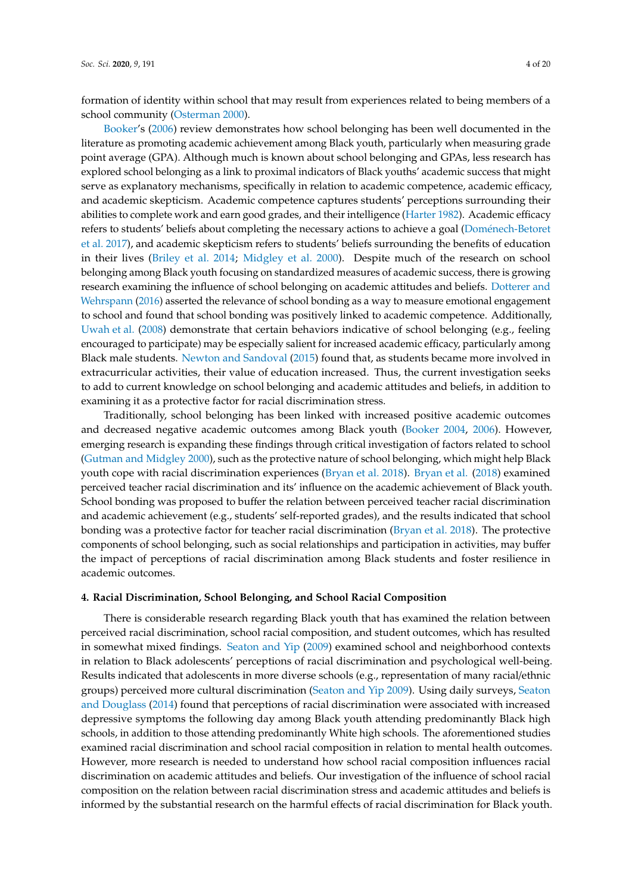formation of identity within school that may result from experiences related to being members of a school community (Osterman 2000).

Booker's (2006) review demonstrates how school belonging has been well documented in the literature as promoting academic achievement among Black youth, particularly when measuring grade point average (GPA). Although much is known about school belonging and GPAs, less research has explored school belonging as a link to proximal indicators of Black youths' academic success that might serve as explanatory mechanisms, specifically in relation to academic competence, academic efficacy, and academic skepticism. Academic competence captures students' perceptions surrounding their abilities to complete work and earn good grades, and their intelligence (Harter 1982). Academic efficacy refers to students' beliefs about completing the necessary actions to achieve a goal (Doménech-Betoret et al. 2017), and academic skepticism refers to students' beliefs surrounding the benefits of education in their lives (Briley et al. 2014; Midgley et al. 2000). Despite much of the research on school belonging among Black youth focusing on standardized measures of academic success, there is growing research examining the influence of school belonging on academic attitudes and beliefs. Dotterer and Wehrspann (2016) asserted the relevance of school bonding as a way to measure emotional engagement to school and found that school bonding was positively linked to academic competence. Additionally, Uwah et al. (2008) demonstrate that certain behaviors indicative of school belonging (e.g., feeling encouraged to participate) may be especially salient for increased academic efficacy, particularly among Black male students. Newton and Sandoval (2015) found that, as students became more involved in extracurricular activities, their value of education increased. Thus, the current investigation seeks to add to current knowledge on school belonging and academic attitudes and beliefs, in addition to examining it as a protective factor for racial discrimination stress.

Traditionally, school belonging has been linked with increased positive academic outcomes and decreased negative academic outcomes among Black youth (Booker 2004, 2006). However, emerging research is expanding these findings through critical investigation of factors related to school (Gutman and Midgley 2000), such as the protective nature of school belonging, which might help Black youth cope with racial discrimination experiences (Bryan et al. 2018). Bryan et al. (2018) examined perceived teacher racial discrimination and its' influence on the academic achievement of Black youth. School bonding was proposed to buffer the relation between perceived teacher racial discrimination and academic achievement (e.g., students' self-reported grades), and the results indicated that school bonding was a protective factor for teacher racial discrimination (Bryan et al. 2018). The protective components of school belonging, such as social relationships and participation in activities, may buffer the impact of perceptions of racial discrimination among Black students and foster resilience in academic outcomes.

## 4. Racial Discrimination, School Belonging, and School Racial Composition

There is considerable research regarding Black youth that has examined the relation between perceived racial discrimination, school racial composition, and student outcomes, which has resulted in somewhat mixed findings. Seaton and Yip (2009) examined school and neighborhood contexts in relation to Black adolescents' perceptions of racial discrimination and psychological well-being. Results indicated that adolescents in more diverse schools (e.g., representation of many racial/ethnic groups) perceived more cultural discrimination (Seaton and Yip 2009). Using daily surveys, Seaton and Douglass (2014) found that perceptions of racial discrimination were associated with increased depressive symptoms the following day among Black youth attending predominantly Black high schools, in addition to those attending predominantly White high schools. The aforementioned studies examined racial discrimination and school racial composition in relation to mental health outcomes. However, more research is needed to understand how school racial composition influences racial discrimination on academic attitudes and beliefs. Our investigation of the influence of school racial composition on the relation between racial discrimination stress and academic attitudes and beliefs is informed by the substantial research on the harmful effects of racial discrimination for Black youth.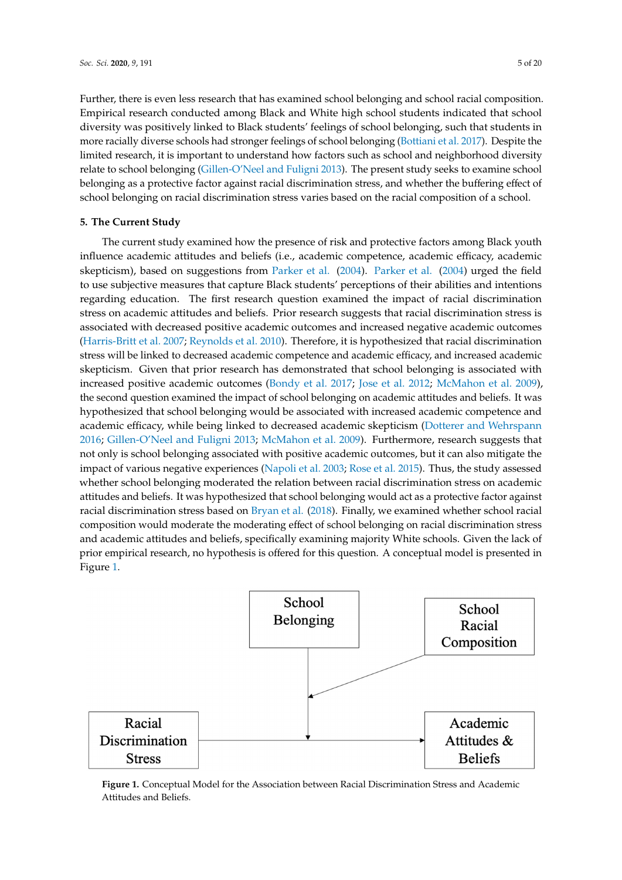Further, there is even less research that has examined school belonging and school racial composition. Empirical research conducted among Black and White high school students indicated that school diversity was positively linked to Black students' feelings of school belonging, such that students in more racially diverse schools had stronger feelings of school belonging (Bottiani et al. 2017). Despite the limited research, it is important to understand how factors such as school and neighborhood diversity relate to school belonging (Gillen-O'Neel and Fuligni 2013). The present study seeks to examine school belonging as a protective factor against racial discrimination stress, and whether the buffering effect of school belonging on racial discrimination stress varies based on the racial composition of a school.

## 5. The Current Study

The current study examined how the presence of risk and protective factors among Black youth influence academic attitudes and beliefs (i.e., academic competence, academic efficacy, academic skepticism), based on suggestions from Parker et al. (2004). Parker et al. (2004) urged the field to use subjective measures that capture Black students' perceptions of their abilities and intentions regarding education. The first research question examined the impact of racial discrimination stress on academic attitudes and beliefs. Prior research suggests that racial discrimination stress is associated with decreased positive academic outcomes and increased negative academic outcomes (Harris-Britt et al. 2007; Reynolds et al. 2010). Therefore, it is hypothesized that racial discrimination stress will be linked to decreased academic competence and academic efficacy, and increased academic skepticism. Given that prior research has demonstrated that school belonging is associated with increased positive academic outcomes (Bondy et al. 2017; Jose et al. 2012; McMahon et al. 2009), the second question examined the impact of school belonging on academic attitudes and beliefs. It was hypothesized that school belonging would be associated with increased academic competence and academic efficacy, while being linked to decreased academic skepticism (Dotterer and Wehrspann 2016; Gillen-O'Neel and Fuligni 2013; McMahon et al. 2009). Furthermore, research suggests that not only is school belonging associated with positive academic outcomes, but it can also mitigate the impact of various negative experiences (Napoli et al. 2003; Rose et al. 2015). Thus, the study assessed whether school belonging moderated the relation between racial discrimination stress on academic attitudes and beliefs. It was hypothesized that school belonging would act as a protective factor against racial discrimination stress based on Bryan et al. (2018). Finally, we examined whether school racial composition would moderate the moderating effect of school belonging on racial discrimination stress and academic attitudes and beliefs, specifically examining majority White schools. Given the lack of prior empirical research, no hypothesis is offered for this question. A conceptual model is presented in Figure 1.

**Figure 1.** Conceptual Model for the Association between Racial Discrimination Stress and Academic Attitudes and Beliefs.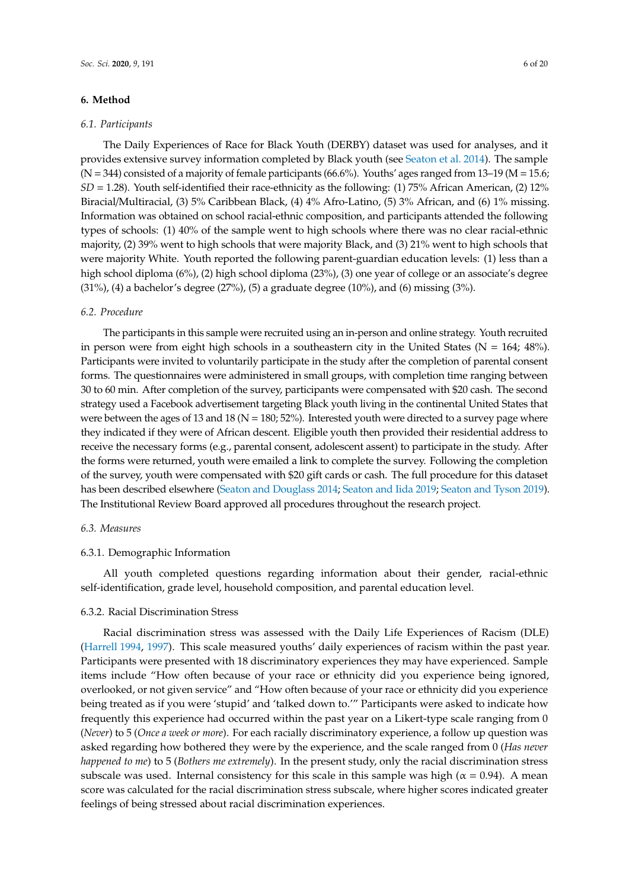## 6. Method

### *6.1. Participants*

The Daily Experiences of Race for Black Youth (DERBY) dataset was used for analyses, and it provides extensive survey information completed by Black youth (see Seaton et al. 2014). The sample (N = 344) consisted of a majority of female participants (66.6%). Youths' ages ranged from 13–19 (M = 15.6; *SD* = 1.28). Youth self-identified their race-ethnicity as the following: (1) 75% African American, (2) 12% Biracial/Multiracial, (3) 5% Caribbean Black, (4) 4% Afro-Latino, (5) 3% African, and (6) 1% missing. Information was obtained on school racial-ethnic composition, and participants attended the following types of schools: (1) 40% of the sample went to high schools where there was no clear racial-ethnic majority, (2) 39% went to high schools that were majority Black, and (3) 21% went to high schools that were majority White. Youth reported the following parent-guardian education levels: (1) less than a high school diploma (6%), (2) high school diploma (23%), (3) one year of college or an associate's degree (31%), (4) a bachelor's degree (27%), (5) a graduate degree (10%), and (6) missing (3%).

### *6.2. Procedure*

The participants in this sample were recruited using an in-person and online strategy. Youth recruited in person were from eight high schools in a southeastern city in the United States (N = 164; 48%). Participants were invited to voluntarily participate in the study after the completion of parental consent forms. The questionnaires were administered in small groups, with completion time ranging between 30 to 60 min. After completion of the survey, participants were compensated with $20 cash. The second strategy used a Facebook advertisement targeting Black youth living in the continental United States that were between the ages of 13 and 18 (N = 180; 52%). Interested youth were directed to a survey page where they indicated if they were of African descent. Eligible youth then provided their residential address to receive the necessary forms (e.g., parental consent, adolescent assent) to participate in the study. After the forms were returned, youth were emailed a link to complete the survey. Following the completion of the survey, youth were compensated with $20 gift cards or cash. The full procedure for this dataset has been described elsewhere (Seaton and Douglass 2014; Seaton and Iida 2019; Seaton and Tyson 2019). The Institutional Review Board approved all procedures throughout the research project.

### *6.3. Measures*

#### 6.3.1. Demographic Information

All youth completed questions regarding information about their gender, racial-ethnic self-identification, grade level, household composition, and parental education level.

#### 6.3.2. Racial Discrimination Stress

Racial discrimination stress was assessed with the Daily Life Experiences of Racism (DLE) (Harrell 1994, 1997). This scale measured youths' daily experiences of racism within the past year. Participants were presented with 18 discriminatory experiences they may have experienced. Sample items include "How often because of your race or ethnicity did you experience being ignored, overlooked, or not given service" and "How often because of your race or ethnicity did you experience being treated as if you were 'stupid' and 'talked down to.'" Participants were asked to indicate how frequently this experience had occurred within the past year on a Likert-type scale ranging from 0 (*Never*) to 5 (*Once a week or more*). For each racially discriminatory experience, a follow up question was asked regarding how bothered they were by the experience, and the scale ranged from 0 (*Has never happened to me*) to 5 (*Bothers me extremely*). In the present study, only the racial discrimination stress subscale was used. Internal consistency for this scale in this sample was high ($\alpha = 0.94$). A mean score was calculated for the racial discrimination stress subscale, where higher scores indicated greater feelings of being stressed about racial discrimination experiences.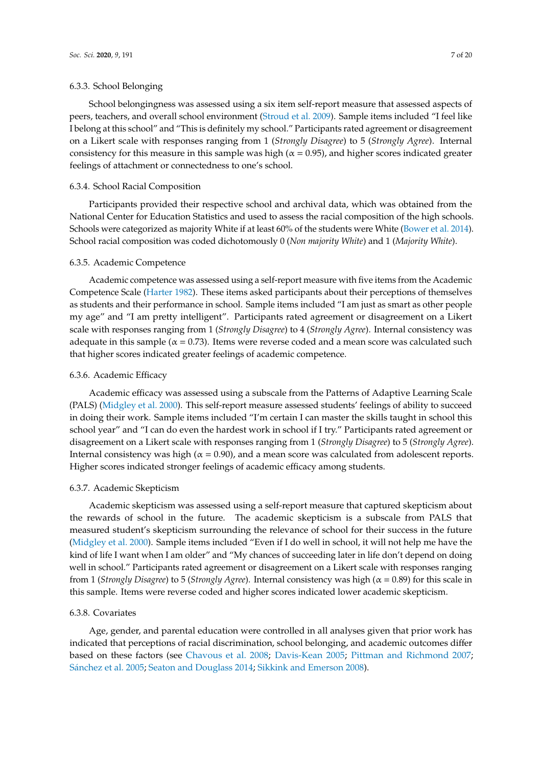#### 6.3.3. School Belonging

School belongingness was assessed using a six item self-report measure that assessed aspects of peers, teachers, and overall school environment (Stroud et al. 2009). Sample items included "I feel like I belong at this school" and "This is definitely my school." Participants rated agreement or disagreement on a Likert scale with responses ranging from 1 (*Strongly Disagree*) to 5 (*Strongly Agree*). Internal consistency for this measure in this sample was high ($\alpha = 0.95$), and higher scores indicated greater feelings of attachment or connectedness to one's school.

#### 6.3.4. School Racial Composition

Participants provided their respective school and archival data, which was obtained from the National Center for Education Statistics and used to assess the racial composition of the high schools. Schools were categorized as majority White if at least 60% of the students were White (Bower et al. 2014). School racial composition was coded dichotomously 0 (*Non majority White*) and 1 (*Majority White*).

#### 6.3.5. Academic Competence

Academic competence was assessed using a self-report measure with five items from the Academic Competence Scale (Harter 1982). These items asked participants about their perceptions of themselves as students and their performance in school. Sample items included "I am just as smart as other people my age" and "I am pretty intelligent". Participants rated agreement or disagreement on a Likert scale with responses ranging from 1 (*Strongly Disagree*) to 4 (*Strongly Agree*). Internal consistency was adequate in this sample ($\alpha = 0.73$). Items were reverse coded and a mean score was calculated such that higher scores indicated greater feelings of academic competence.

#### 6.3.6. Academic Efficacy

Academic efficacy was assessed using a subscale from the Patterns of Adaptive Learning Scale (PALS) (Midgley et al. 2000). This self-report measure assessed students' feelings of ability to succeed in doing their work. Sample items included "I'm certain I can master the skills taught in school this school year" and "I can do even the hardest work in school if I try." Participants rated agreement or disagreement on a Likert scale with responses ranging from 1 (*Strongly Disagree*) to 5 (*Strongly Agree*). Internal consistency was high ($\alpha = 0.90$), and a mean score was calculated from adolescent reports. Higher scores indicated stronger feelings of academic efficacy among students.

#### 6.3.7. Academic Skepticism

Academic skepticism was assessed using a self-report measure that captured skepticism about the rewards of school in the future. The academic skepticism is a subscale from PALS that measured student's skepticism surrounding the relevance of school for their success in the future (Midgley et al. 2000). Sample items included "Even if I do well in school, it will not help me have the kind of life I want when I am older" and "My chances of succeeding later in life don't depend on doing well in school." Participants rated agreement or disagreement on a Likert scale with responses ranging from 1 (*Strongly Disagree*) to 5 (*Strongly Agree*). Internal consistency was high ($\alpha = 0.89$) for this scale in this sample. Items were reverse coded and higher scores indicated lower academic skepticism.

#### 6.3.8. Covariates

Age, gender, and parental education were controlled in all analyses given that prior work has indicated that perceptions of racial discrimination, school belonging, and academic outcomes differ based on these factors (see Chavous et al. 2008; Davis-Kean 2005; Pittman and Richmond 2007; Sánchez et al. 2005; Seaton and Douglass 2014; Sikkink and Emerson 2008).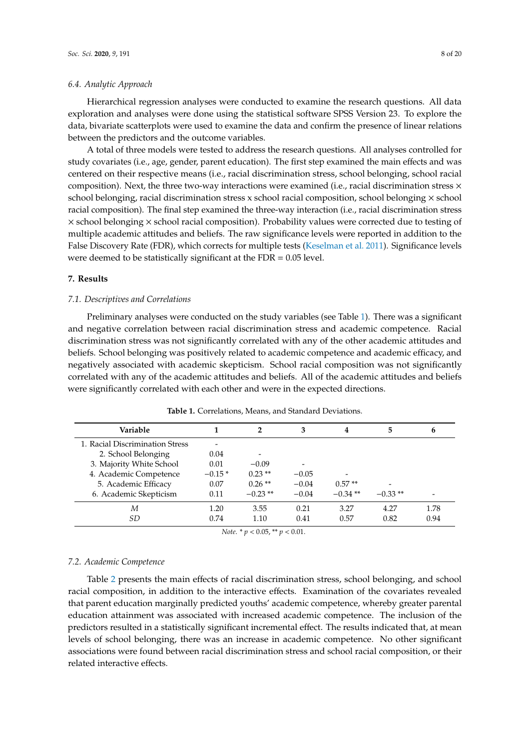### 6.4. Analytic Approach

Hierarchical regression analyses were conducted to examine the research questions. All data exploration and analyses were done using the statistical software SPSS Version 23. To explore the data, bivariate scatterplots were used to examine the data and confirm the presence of linear relations between the predictors and the outcome variables.

A total of three models were tested to address the research questions. All analyses controlled for study covariates (i.e., age, gender, parent education). The first step examined the main effects and was centered on their respective means (i.e., racial discrimination stress, school belonging, school racial composition). Next, the three two-way interactions were examined (i.e., racial discrimination stress × school belonging, racial discrimination stress x school racial composition, school belonging × school racial composition). The final step examined the three-way interaction (i.e., racial discrimination stress × school belonging × school racial composition). Probability values were corrected due to testing of multiple academic attitudes and beliefs. The raw significance levels were reported in addition to the False Discovery Rate (FDR), which corrects for multiple tests (Keselman et al. 2011). Significance levels were deemed to be statistically significant at the FDR = 0.05 level.

## 7. Results

### 7.1. Descriptives and Correlations

Preliminary analyses were conducted on the study variables (see Table 1). There was a significant and negative correlation between racial discrimination stress and academic competence. Racial discrimination stress was not significantly correlated with any of the other academic attitudes and beliefs. School belonging was positively related to academic competence and academic efficacy, and negatively associated with academic skepticism. School racial composition was not significantly correlated with any of the academic attitudes and beliefs. All of the academic attitudes and beliefs were significantly correlated with each other and were in the expected directions.

**Table 1.** Correlations, Means, and Standard Deviations.

| Variable | 1 | 2 | 3 | 4 | 5 | 6 |
|---|---|---|---|---|---|---|
| 1. Racial Discrimination Stress | - | | | | | |
| 2. School Belonging | 0.04 | - | | | | |
| 3. Majority White School | 0.01 | −0.09 | - | | | |
| 4. Academic Competence | −0.15 * | 0.23 ** | −0.05 | - | | |
| 5. Academic Efficacy | 0.07 | 0.26 ** | −0.04 | 0.57 ** | - | |
| 6. Academic Skepticism | 0.11 | −0.23 ** | −0.04 | −0.34 ** | −0.33 ** | - |
| *M* | 1.20 | 3.55 | 0.21 | 3.27 | 4.27 | 1.78 |
| *SD* | 0.74 | 1.10 | 0.41 | 0.57 | 0.82 | 0.94 |

*Note.* * $p < 0.05$, ** $p < 0.01$.

### 7.2. Academic Competence

Table 2 presents the main effects of racial discrimination stress, school belonging, and school racial composition, in addition to the interactive effects. Examination of the covariates revealed that parent education marginally predicted youths' academic competence, whereby greater parental education attainment was associated with increased academic competence. The inclusion of the predictors resulted in a statistically significant incremental effect. The results indicated that, at mean levels of school belonging, there was an increase in academic competence. No other significant associations were found between racial discrimination stress and school racial composition, or their related interactive effects.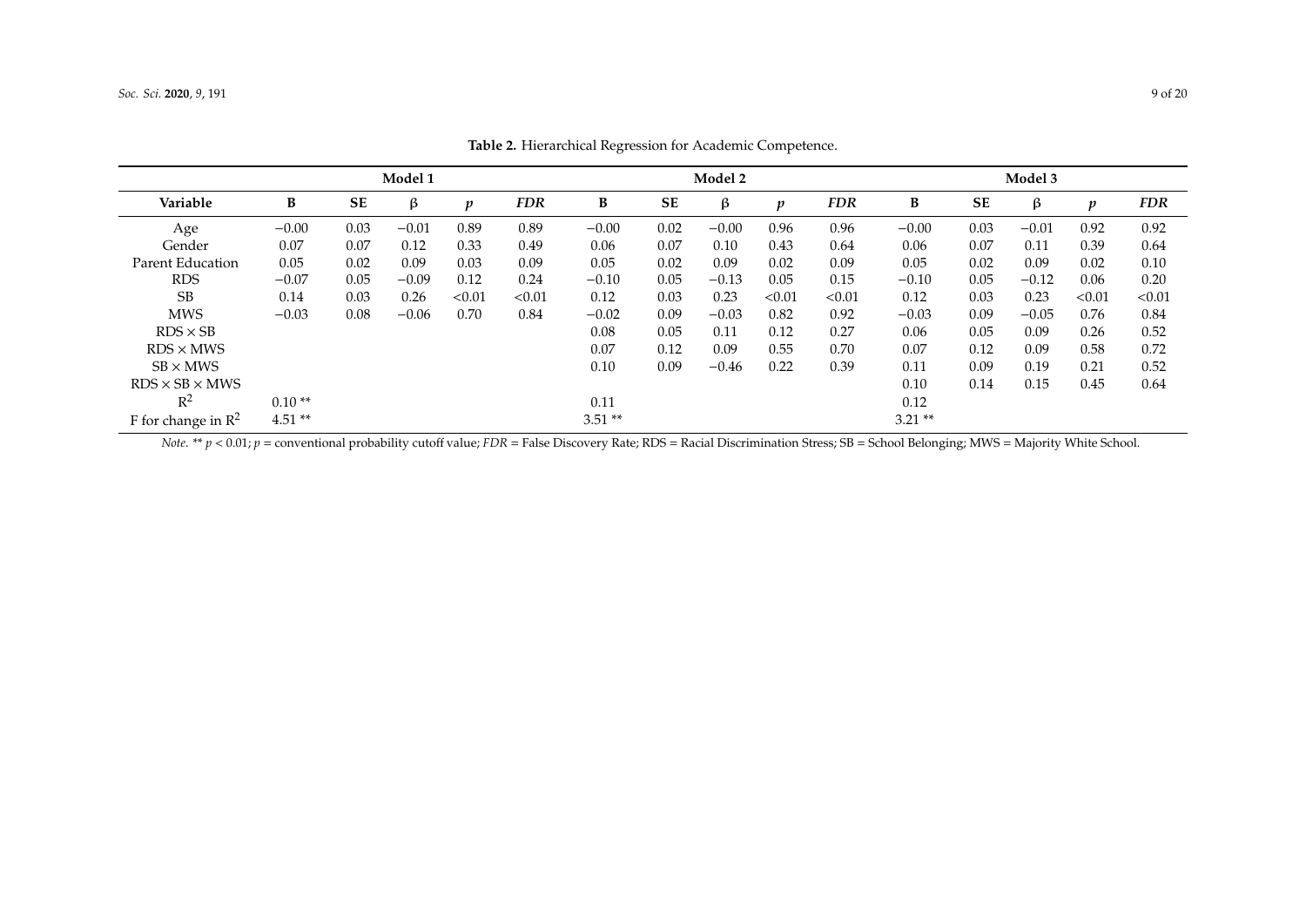**Table 2.** Hierarchical Regression for Academic Competence.

| | Model 1 | | | | | Model 2 | | | | | Model 3 | | | | |
|---|---|---|---|---|---|---|---|---|---|---|---|---|---|---|---|
| **Variable** | **B** | **SE** | **β** | ***p*** | ***FDR*** | **B** | **SE** | **β** | ***p*** | ***FDR*** | **B** | **SE** | **β** | ***p*** | ***FDR*** |
| Age | −0.00 | 0.03 | −0.01 | 0.89 | 0.89 | −0.00 | 0.02 | −0.00 | 0.96 | 0.96 | −0.00 | 0.03 | −0.01 | 0.92 | 0.92 |
| Gender | 0.07 | 0.07 | 0.12 | 0.33 | 0.49 | 0.06 | 0.07 | 0.10 | 0.43 | 0.64 | 0.06 | 0.07 | 0.11 | 0.39 | 0.64 |
| Parent Education | 0.05 | 0.02 | 0.09 | 0.03 | 0.09 | 0.05 | 0.02 | 0.09 | 0.02 | 0.09 | 0.05 | 0.02 | 0.09 | 0.02 | 0.10 |
| RDS | −0.07 | 0.05 | −0.09 | 0.12 | 0.24 | −0.10 | 0.05 | −0.13 | 0.05 | 0.15 | −0.10 | 0.05 | −0.12 | 0.06 | 0.20 |
| SB | 0.14 | 0.03 | 0.26 | <0.01 | <0.01 | 0.12 | 0.03 | 0.23 | <0.01 | <0.01 | 0.12 | 0.03 | 0.23 | <0.01 | <0.01 |
| MWS | −0.03 | 0.08 | −0.06 | 0.70 | 0.84 | −0.02 | 0.09 | −0.03 | 0.82 | 0.92 | −0.03 | 0.09 | −0.05 | 0.76 | 0.84 |
| RDS × SB | | | | | | 0.08 | 0.05 | 0.11 | 0.12 | 0.27 | 0.06 | 0.05 | 0.09 | 0.26 | 0.52 |
| RDS × MWS | | | | | | 0.07 | 0.12 | 0.09 | 0.55 | 0.70 | 0.07 | 0.12 | 0.09 | 0.58 | 0.72 |
| SB × MWS | | | | | | 0.10 | 0.09 | −0.46 | 0.22 | 0.39 | 0.11 | 0.09 | 0.19 | 0.21 | 0.52 |
| RDS × SB × MWS | | | | | | | | | | | 0.10 | 0.14 | 0.15 | 0.45 | 0.64 |
| $R^2$ | 0.10 ** | | | | | 0.11 | | | | | 0.12 | | | | |
| F for change in $R^2$ | 4.51 ** | | | | | 3.51 ** | | | | | 3.21 ** | | | | |

*Note.* ** $p < 0.01$; $p$ = conventional probability cutoff value; *FDR* = False Discovery Rate; RDS = Racial Discrimination Stress; SB = School Belonging; MWS = Majority White School.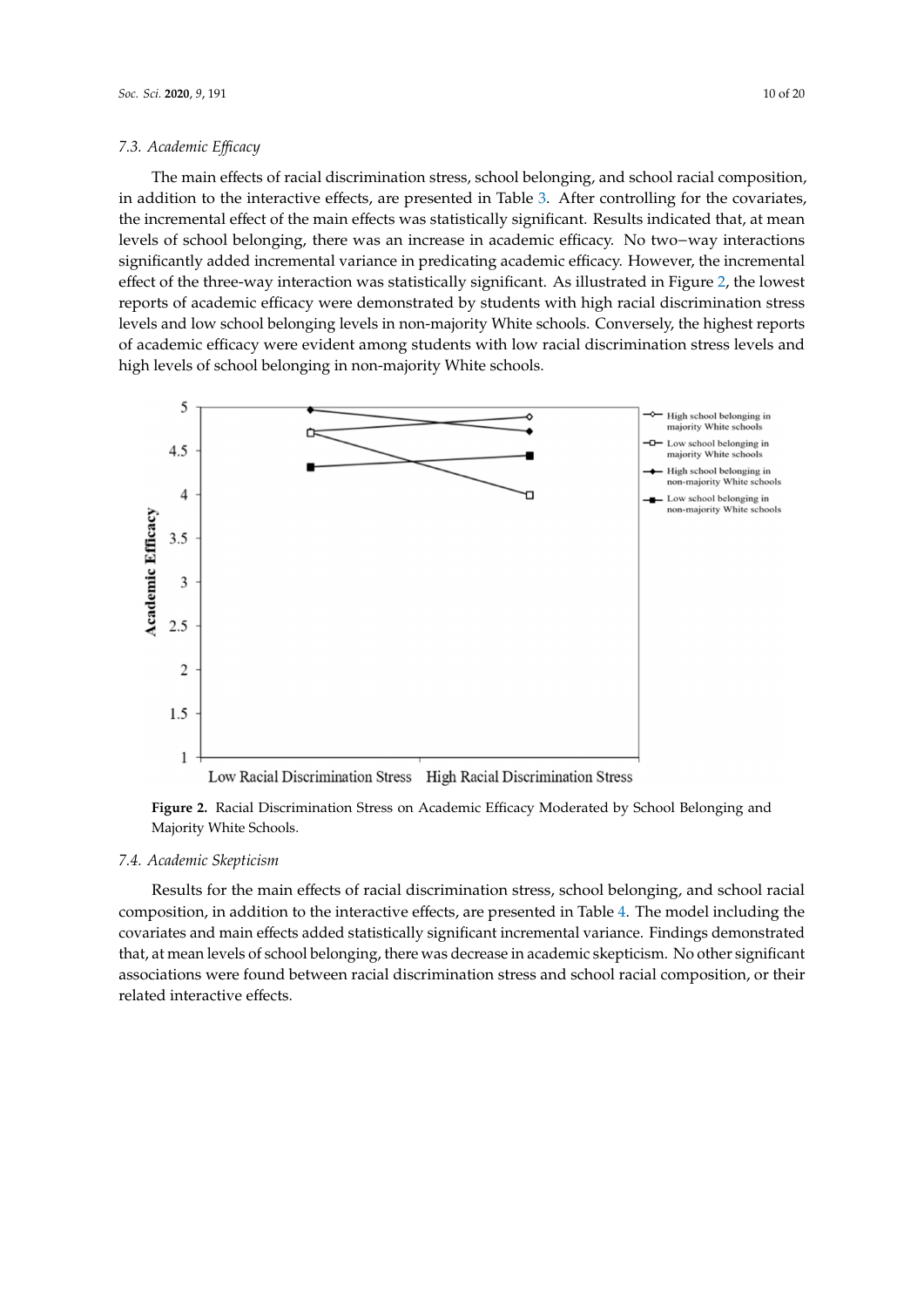### 7.3. Academic Efficacy

The main effects of racial discrimination stress, school belonging, and school racial composition, in addition to the interactive effects, are presented in Table 3. After controlling for the covariates, the incremental effect of the main effects was statistically significant. Results indicated that, at mean levels of school belonging, there was an increase in academic efficacy. No two−way interactions significantly added incremental variance in predicating academic efficacy. However, the incremental effect of the three-way interaction was statistically significant. As illustrated in Figure 2, the lowest reports of academic efficacy were demonstrated by students with high racial discrimination stress levels and low school belonging levels in non-majority White schools. Conversely, the highest reports of academic efficacy were evident among students with low racial discrimination stress levels and high levels of school belonging in non-majority White schools.

**Figure 2.** Racial Discrimination Stress on Academic Efficacy Moderated by School Belonging and Majority White Schools.

### 7.4. Academic Skepticism

Results for the main effects of racial discrimination stress, school belonging, and school racial composition, in addition to the interactive effects, are presented in Table 4. The model including the covariates and main effects added statistically significant incremental variance. Findings demonstrated that, at mean levels of school belonging, there was decrease in academic skepticism. No other significant associations were found between racial discrimination stress and school racial composition, or their related interactive effects.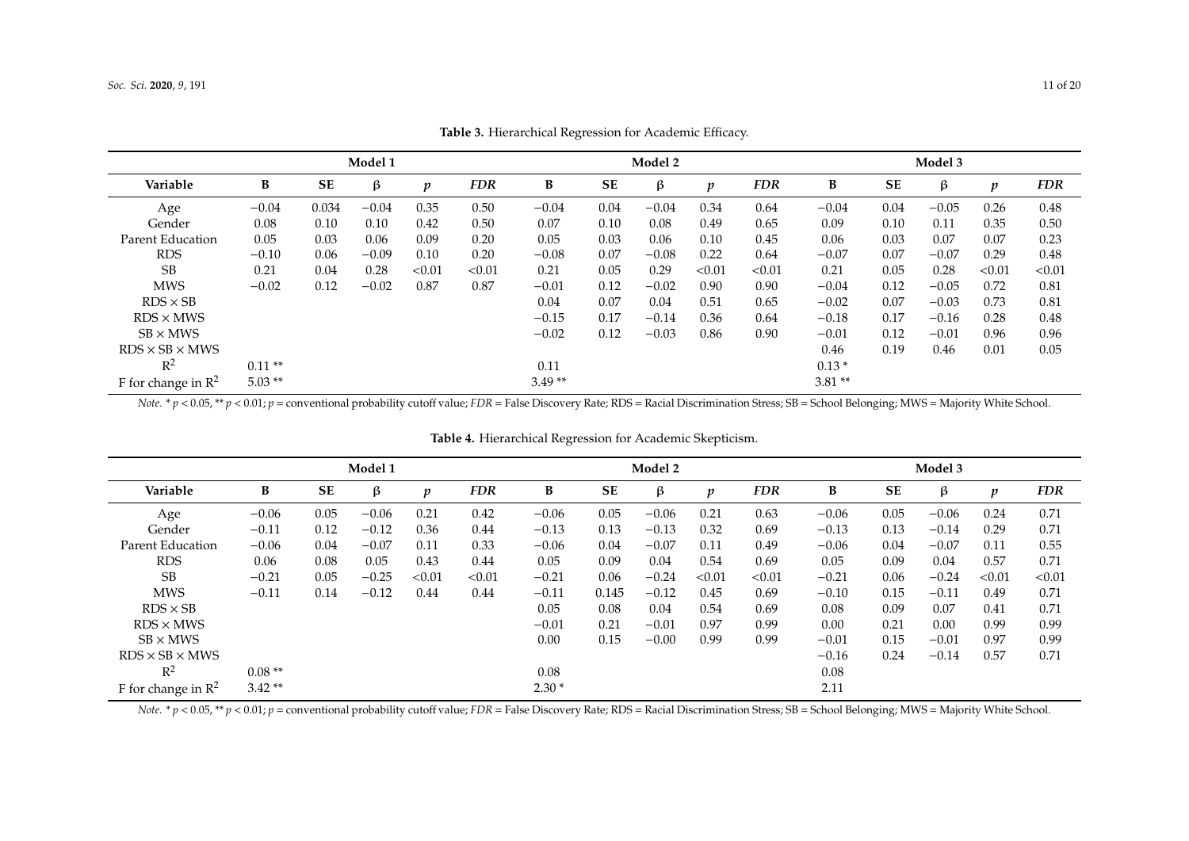**Table 3.** Hierarchical Regression for Academic Efficacy.

| | Model 1 | | | | | Model 2 | | | | | Model 3 | | | | |
|---|---|---|---|---|---|---|---|---|---|---|---|---|---|---|---|
| **Variable** | **B** | **SE** | **β** | ***p*** | ***FDR*** | **B** | **SE** | **β** | ***p*** | ***FDR*** | **B** | **SE** | **β** | ***p*** | ***FDR*** |
| Age | −0.04 | 0.034 | −0.04 | 0.35 | 0.50 | −0.04 | 0.04 | −0.04 | 0.34 | 0.64 | −0.04 | 0.04 | −0.05 | 0.26 | 0.48 |
| Gender | 0.08 | 0.10 | 0.10 | 0.42 | 0.50 | 0.07 | 0.10 | 0.08 | 0.49 | 0.65 | 0.09 | 0.10 | 0.11 | 0.35 | 0.50 |
| Parent Education | 0.05 | 0.03 | 0.06 | 0.09 | 0.20 | 0.05 | 0.03 | 0.06 | 0.10 | 0.45 | 0.06 | 0.03 | 0.07 | 0.07 | 0.23 |
| RDS | −0.10 | 0.06 | −0.09 | 0.10 | 0.20 | −0.08 | 0.07 | −0.08 | 0.22 | 0.64 | −0.07 | 0.07 | −0.07 | 0.29 | 0.48 |
| SB | 0.21 | 0.04 | 0.28 | <0.01 | <0.01 | 0.21 | 0.05 | 0.29 | <0.01 | <0.01 | 0.21 | 0.05 | 0.28 | <0.01 | <0.01 |
| MWS | −0.02 | 0.12 | −0.02 | 0.87 | 0.87 | −0.01 | 0.12 | −0.02 | 0.90 | 0.90 | −0.04 | 0.12 | −0.05 | 0.72 | 0.81 |
| RDS × SB | | | | | | 0.04 | 0.07 | 0.04 | 0.51 | 0.65 | −0.02 | 0.07 | −0.03 | 0.73 | 0.81 |
| RDS × MWS | | | | | | −0.15 | 0.17 | −0.14 | 0.36 | 0.64 | −0.18 | 0.17 | −0.16 | 0.28 | 0.48 |
| SB × MWS | | | | | | −0.02 | 0.12 | −0.03 | 0.86 | 0.90 | −0.01 | 0.12 | −0.01 | 0.96 | 0.96 |
| RDS × SB × MWS | | | | | | | | | | | 0.46 | 0.19 | 0.46 | 0.01 | 0.05 |
| $R^2$ | 0.11 ** | | | | | 0.11 | | | | | 0.13 * | | | | |
| F for change in $R^2$ | 5.03 ** | | | | | 3.49 ** | | | | | 3.81 ** | | | | |

*Note.* * $p < 0.05$, ** $p < 0.01$; *p* = conventional probability cutoff value; *FDR* = False Discovery Rate; RDS = Racial Discrimination Stress; SB = School Belonging; MWS = Majority White School.

**Table 4.** Hierarchical Regression for Academic Skepticism.

| | Model 1 | | | | | Model 2 | | | | | Model 3 | | | | |
|---|---|---|---|---|---|---|---|---|---|---|---|---|---|---|---|
| **Variable** | **B** | **SE** | **β** | ***p*** | ***FDR*** | **B** | **SE** | **β** | ***p*** | ***FDR*** | **B** | **SE** | **β** | ***p*** | ***FDR*** |
| Age | −0.06 | 0.05 | −0.06 | 0.21 | 0.42 | −0.06 | 0.05 | −0.06 | 0.21 | 0.63 | −0.06 | 0.05 | −0.06 | 0.24 | 0.71 |
| Gender | −0.11 | 0.12 | −0.12 | 0.36 | 0.44 | −0.13 | 0.13 | −0.13 | 0.32 | 0.69 | −0.13 | 0.13 | −0.14 | 0.29 | 0.71 |
| Parent Education | −0.06 | 0.04 | −0.07 | 0.11 | 0.33 | −0.06 | 0.04 | −0.07 | 0.11 | 0.49 | −0.06 | 0.04 | −0.07 | 0.11 | 0.55 |
| RDS | 0.06 | 0.08 | 0.05 | 0.43 | 0.44 | 0.05 | 0.09 | 0.04 | 0.54 | 0.69 | 0.05 | 0.09 | 0.04 | 0.57 | 0.71 |
| SB | −0.21 | 0.05 | −0.25 | <0.01 | <0.01 | −0.21 | 0.06 | −0.24 | <0.01 | <0.01 | −0.21 | 0.06 | −0.24 | <0.01 | <0.01 |
| MWS | −0.11 | 0.14 | −0.12 | 0.44 | 0.44 | −0.11 | 0.145 | −0.12 | 0.45 | 0.69 | −0.10 | 0.15 | −0.11 | 0.49 | 0.71 |
| RDS × SB | | | | | | 0.05 | 0.08 | 0.04 | 0.54 | 0.69 | 0.08 | 0.09 | 0.07 | 0.41 | 0.71 |
| RDS × MWS | | | | | | −0.01 | 0.21 | −0.01 | 0.97 | 0.99 | 0.00 | 0.21 | 0.00 | 0.99 | 0.99 |
| SB × MWS | | | | | | 0.00 | 0.15 | −0.00 | 0.99 | 0.99 | −0.01 | 0.15 | −0.01 | 0.97 | 0.99 |
| RDS × SB × MWS | | | | | | | | | | | −0.16 | 0.24 | −0.14 | 0.57 | 0.71 |
| $R^2$ | 0.08 ** | | | | | 0.08 | | | | | 0.08 | | | | |
| F for change in $R^2$ | 3.42 ** | | | | | 2.30 * | | | | | 2.11 | | | | |

*Note.* * $p < 0.05$, ** $p < 0.01$; *p* = conventional probability cutoff value; *FDR* = False Discovery Rate; RDS = Racial Discrimination Stress; SB = School Belonging; MWS = Majority White School.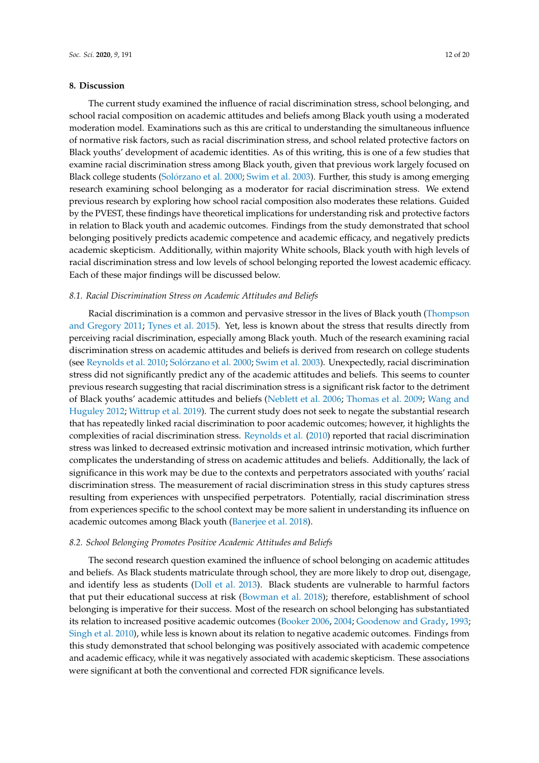## 8. Discussion

The current study examined the influence of racial discrimination stress, school belonging, and school racial composition on academic attitudes and beliefs among Black youth using a moderated moderation model. Examinations such as this are critical to understanding the simultaneous influence of normative risk factors, such as racial discrimination stress, and school related protective factors on Black youths' development of academic identities. As of this writing, this is one of a few studies that examine racial discrimination stress among Black youth, given that previous work largely focused on Black college students (Solórzano et al. 2000; Swim et al. 2003). Further, this study is among emerging research examining school belonging as a moderator for racial discrimination stress. We extend previous research by exploring how school racial composition also moderates these relations. Guided by the PVEST, these findings have theoretical implications for understanding risk and protective factors in relation to Black youth and academic outcomes. Findings from the study demonstrated that school belonging positively predicts academic competence and academic efficacy, and negatively predicts academic skepticism. Additionally, within majority White schools, Black youth with high levels of racial discrimination stress and low levels of school belonging reported the lowest academic efficacy. Each of these major findings will be discussed below.

### *8.1. Racial Discrimination Stress on Academic Attitudes and Beliefs*

Racial discrimination is a common and pervasive stressor in the lives of Black youth (Thompson and Gregory 2011; Tynes et al. 2015). Yet, less is known about the stress that results directly from perceiving racial discrimination, especially among Black youth. Much of the research examining racial discrimination stress on academic attitudes and beliefs is derived from research on college students (see Reynolds et al. 2010; Solórzano et al. 2000; Swim et al. 2003). Unexpectedly, racial discrimination stress did not significantly predict any of the academic attitudes and beliefs. This seems to counter previous research suggesting that racial discrimination stress is a significant risk factor to the detriment of Black youths' academic attitudes and beliefs (Neblett et al. 2006; Thomas et al. 2009; Wang and Huguley 2012; Wittrup et al. 2019). The current study does not seek to negate the substantial research that has repeatedly linked racial discrimination to poor academic outcomes; however, it highlights the complexities of racial discrimination stress. Reynolds et al. (2010) reported that racial discrimination stress was linked to decreased extrinsic motivation and increased intrinsic motivation, which further complicates the understanding of stress on academic attitudes and beliefs. Additionally, the lack of significance in this work may be due to the contexts and perpetrators associated with youths' racial discrimination stress. The measurement of racial discrimination stress in this study captures stress resulting from experiences with unspecified perpetrators. Potentially, racial discrimination stress from experiences specific to the school context may be more salient in understanding its influence on academic outcomes among Black youth (Banerjee et al. 2018).

### *8.2. School Belonging Promotes Positive Academic Attitudes and Beliefs*

The second research question examined the influence of school belonging on academic attitudes and beliefs. As Black students matriculate through school, they are more likely to drop out, disengage, and identify less as students (Doll et al. 2013). Black students are vulnerable to harmful factors that put their educational success at risk (Bowman et al. 2018); therefore, establishment of school belonging is imperative for their success. Most of the research on school belonging has substantiated its relation to increased positive academic outcomes (Booker 2006, 2004; Goodenow and Grady, 1993; Singh et al. 2010), while less is known about its relation to negative academic outcomes. Findings from this study demonstrated that school belonging was positively associated with academic competence and academic efficacy, while it was negatively associated with academic skepticism. These associations were significant at both the conventional and corrected FDR significance levels.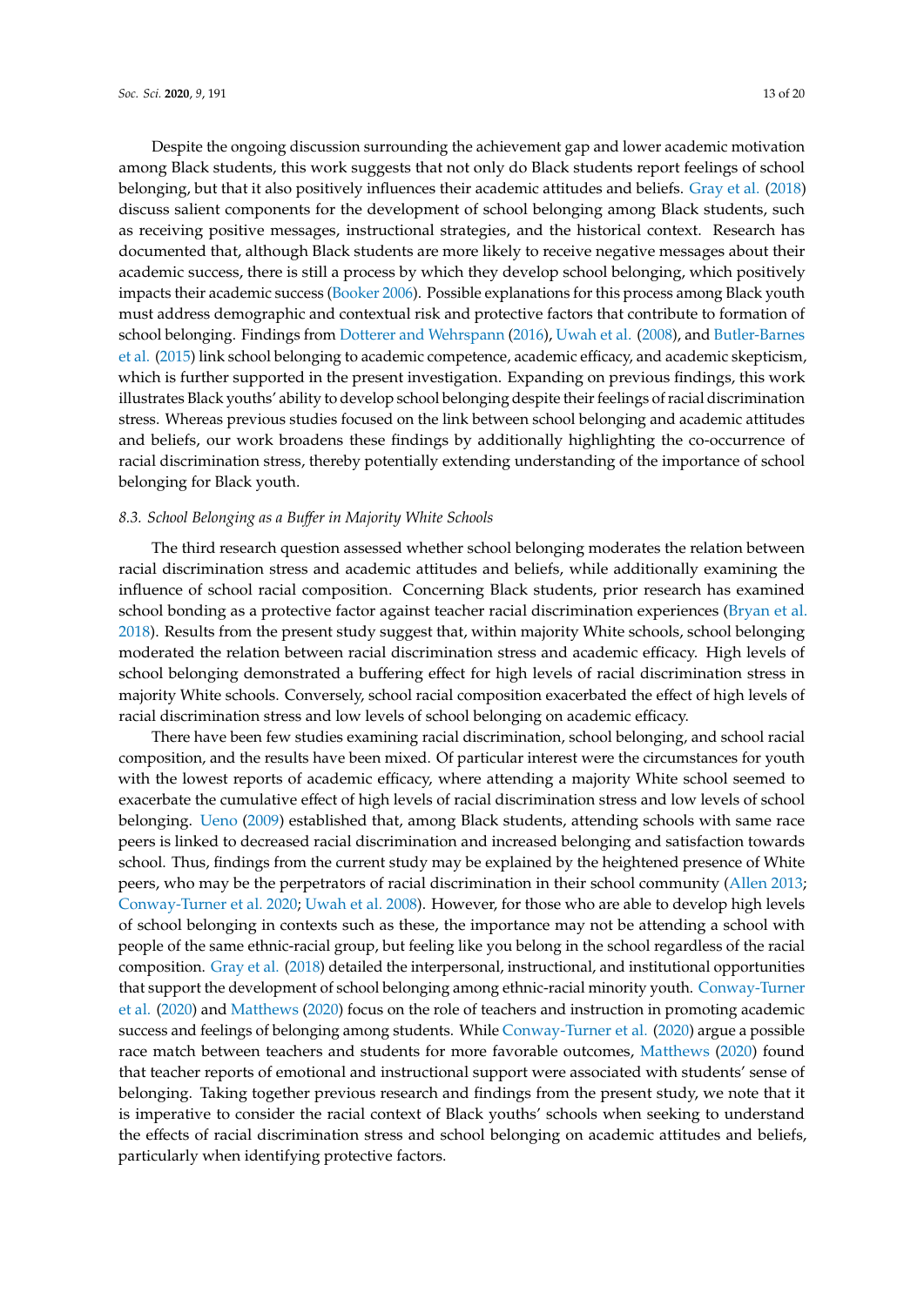Despite the ongoing discussion surrounding the achievement gap and lower academic motivation among Black students, this work suggests that not only do Black students report feelings of school belonging, but that it also positively influences their academic attitudes and beliefs. Gray et al. (2018) discuss salient components for the development of school belonging among Black students, such as receiving positive messages, instructional strategies, and the historical context. Research has documented that, although Black students are more likely to receive negative messages about their academic success, there is still a process by which they develop school belonging, which positively impacts their academic success (Booker 2006). Possible explanations for this process among Black youth must address demographic and contextual risk and protective factors that contribute to formation of school belonging. Findings from Dotterer and Wehrspann (2016), Uwah et al. (2008), and Butler-Barnes et al. (2015) link school belonging to academic competence, academic efficacy, and academic skepticism, which is further supported in the present investigation. Expanding on previous findings, this work illustrates Black youths' ability to develop school belonging despite their feelings of racial discrimination stress. Whereas previous studies focused on the link between school belonging and academic attitudes and beliefs, our work broadens these findings by additionally highlighting the co-occurrence of racial discrimination stress, thereby potentially extending understanding of the importance of school belonging for Black youth.

### *8.3. School Belonging as a Buffer in Majority White Schools*

The third research question assessed whether school belonging moderates the relation between racial discrimination stress and academic attitudes and beliefs, while additionally examining the influence of school racial composition. Concerning Black students, prior research has examined school bonding as a protective factor against teacher racial discrimination experiences (Bryan et al. 2018). Results from the present study suggest that, within majority White schools, school belonging moderated the relation between racial discrimination stress and academic efficacy. High levels of school belonging demonstrated a buffering effect for high levels of racial discrimination stress in majority White schools. Conversely, school racial composition exacerbated the effect of high levels of racial discrimination stress and low levels of school belonging on academic efficacy.

There have been few studies examining racial discrimination, school belonging, and school racial composition, and the results have been mixed. Of particular interest were the circumstances for youth with the lowest reports of academic efficacy, where attending a majority White school seemed to exacerbate the cumulative effect of high levels of racial discrimination stress and low levels of school belonging. Ueno (2009) established that, among Black students, attending schools with same race peers is linked to decreased racial discrimination and increased belonging and satisfaction towards school. Thus, findings from the current study may be explained by the heightened presence of White peers, who may be the perpetrators of racial discrimination in their school community (Allen 2013; Conway-Turner et al. 2020; Uwah et al. 2008). However, for those who are able to develop high levels of school belonging in contexts such as these, the importance may not be attending a school with people of the same ethnic-racial group, but feeling like you belong in the school regardless of the racial composition. Gray et al. (2018) detailed the interpersonal, instructional, and institutional opportunities that support the development of school belonging among ethnic-racial minority youth. Conway-Turner et al. (2020) and Matthews (2020) focus on the role of teachers and instruction in promoting academic success and feelings of belonging among students. While Conway-Turner et al. (2020) argue a possible race match between teachers and students for more favorable outcomes, Matthews (2020) found that teacher reports of emotional and instructional support were associated with students' sense of belonging. Taking together previous research and findings from the present study, we note that it is imperative to consider the racial context of Black youths' schools when seeking to understand the effects of racial discrimination stress and school belonging on academic attitudes and beliefs, particularly when identifying protective factors.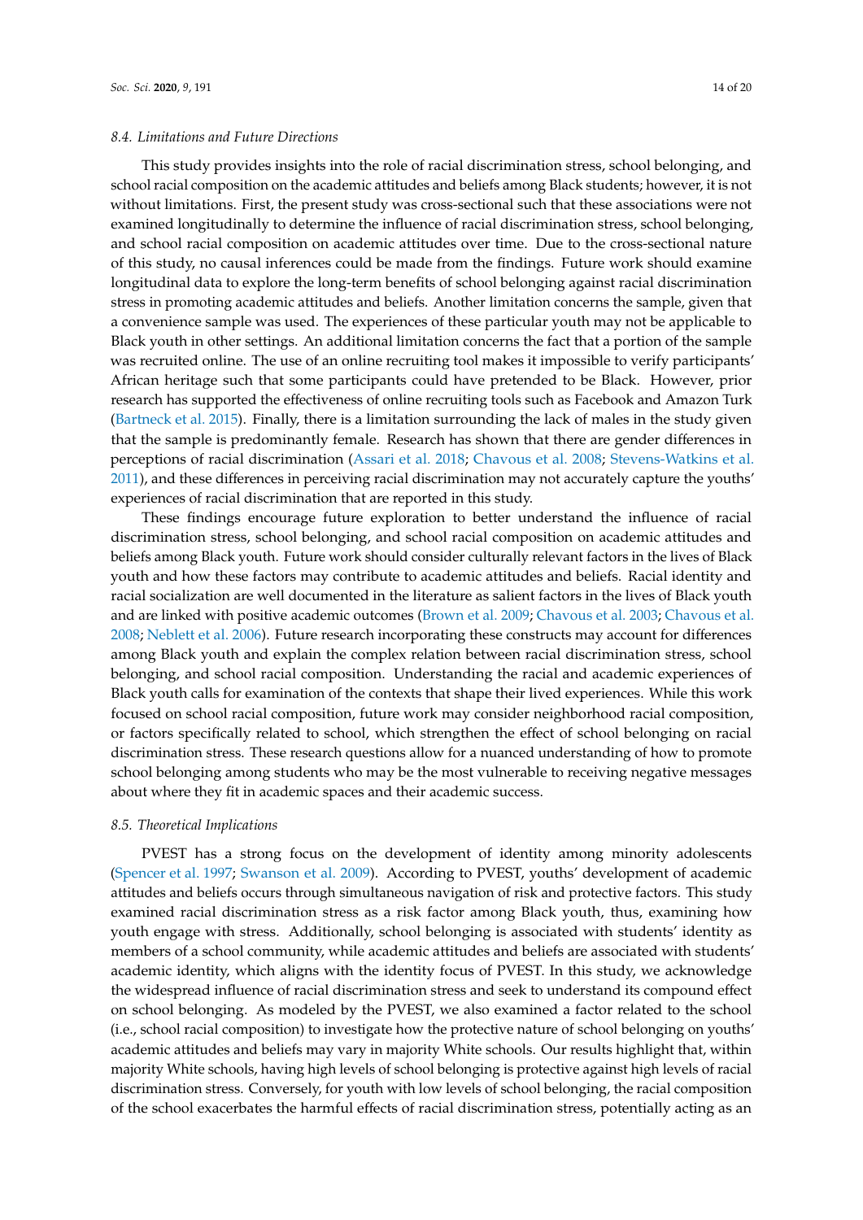### 8.4. Limitations and Future Directions

This study provides insights into the role of racial discrimination stress, school belonging, and school racial composition on the academic attitudes and beliefs among Black students; however, it is not without limitations. First, the present study was cross-sectional such that these associations were not examined longitudinally to determine the influence of racial discrimination stress, school belonging, and school racial composition on academic attitudes over time. Due to the cross-sectional nature of this study, no causal inferences could be made from the findings. Future work should examine longitudinal data to explore the long-term benefits of school belonging against racial discrimination stress in promoting academic attitudes and beliefs. Another limitation concerns the sample, given that a convenience sample was used. The experiences of these particular youth may not be applicable to Black youth in other settings. An additional limitation concerns the fact that a portion of the sample was recruited online. The use of an online recruiting tool makes it impossible to verify participants' African heritage such that some participants could have pretended to be Black. However, prior research has supported the effectiveness of online recruiting tools such as Facebook and Amazon Turk (Bartneck et al. 2015). Finally, there is a limitation surrounding the lack of males in the study given that the sample is predominantly female. Research has shown that there are gender differences in perceptions of racial discrimination (Assari et al. 2018; Chavous et al. 2008; Stevens-Watkins et al. 2011), and these differences in perceiving racial discrimination may not accurately capture the youths' experiences of racial discrimination that are reported in this study.

These findings encourage future exploration to better understand the influence of racial discrimination stress, school belonging, and school racial composition on academic attitudes and beliefs among Black youth. Future work should consider culturally relevant factors in the lives of Black youth and how these factors may contribute to academic attitudes and beliefs. Racial identity and racial socialization are well documented in the literature as salient factors in the lives of Black youth and are linked with positive academic outcomes (Brown et al. 2009; Chavous et al. 2003; Chavous et al. 2008; Neblett et al. 2006). Future research incorporating these constructs may account for differences among Black youth and explain the complex relation between racial discrimination stress, school belonging, and school racial composition. Understanding the racial and academic experiences of Black youth calls for examination of the contexts that shape their lived experiences. While this work focused on school racial composition, future work may consider neighborhood racial composition, or factors specifically related to school, which strengthen the effect of school belonging on racial discrimination stress. These research questions allow for a nuanced understanding of how to promote school belonging among students who may be the most vulnerable to receiving negative messages about where they fit in academic spaces and their academic success.

### 8.5. Theoretical Implications

PVEST has a strong focus on the development of identity among minority adolescents (Spencer et al. 1997; Swanson et al. 2009). According to PVEST, youths' development of academic attitudes and beliefs occurs through simultaneous navigation of risk and protective factors. This study examined racial discrimination stress as a risk factor among Black youth, thus, examining how youth engage with stress. Additionally, school belonging is associated with students' identity as members of a school community, while academic attitudes and beliefs are associated with students' academic identity, which aligns with the identity focus of PVEST. In this study, we acknowledge the widespread influence of racial discrimination stress and seek to understand its compound effect on school belonging. As modeled by the PVEST, we also examined a factor related to the school (i.e., school racial composition) to investigate how the protective nature of school belonging on youths' academic attitudes and beliefs may vary in majority White schools. Our results highlight that, within majority White schools, having high levels of school belonging is protective against high levels of racial discrimination stress. Conversely, for youth with low levels of school belonging, the racial composition of the school exacerbates the harmful effects of racial discrimination stress, potentially acting as an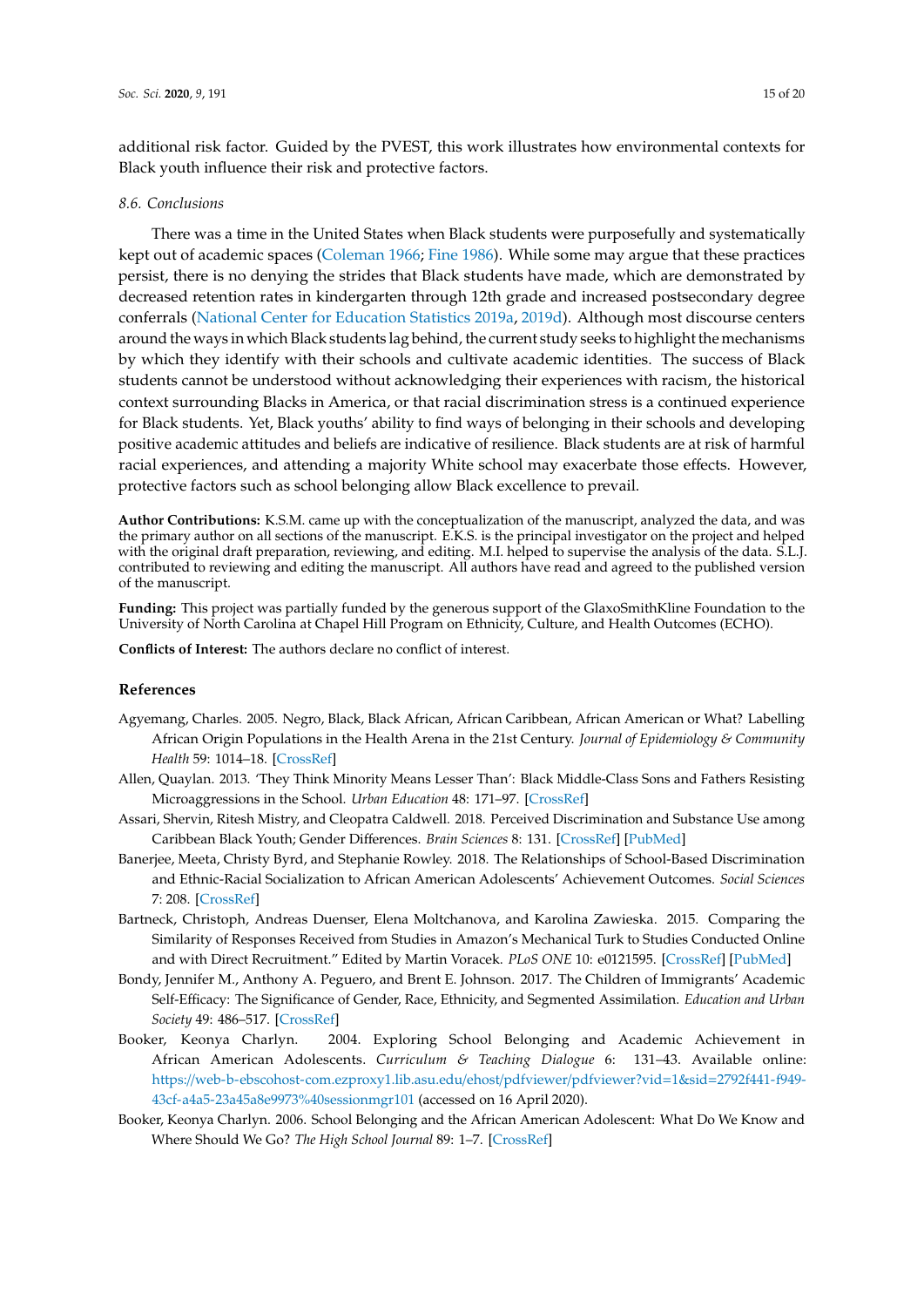additional risk factor. Guided by the PVEST, this work illustrates how environmental contexts for Black youth influence their risk and protective factors.

### 8.6. Conclusions

There was a time in the United States when Black students were purposefully and systematically kept out of academic spaces (Coleman 1966; Fine 1986). While some may argue that these practices persist, there is no denying the strides that Black students have made, which are demonstrated by decreased retention rates in kindergarten through 12th grade and increased postsecondary degree conferrals (National Center for Education Statistics 2019a, 2019d). Although most discourse centers around the ways in which Black students lag behind, the current study seeks to highlight the mechanisms by which they identify with their schools and cultivate academic identities. The success of Black students cannot be understood without acknowledging their experiences with racism, the historical context surrounding Blacks in America, or that racial discrimination stress is a continued experience for Black students. Yet, Black youths' ability to find ways of belonging in their schools and developing positive academic attitudes and beliefs are indicative of resilience. Black students are at risk of harmful racial experiences, and attending a majority White school may exacerbate those effects. However, protective factors such as school belonging allow Black excellence to prevail.

**Author Contributions:** K.S.M. came up with the conceptualization of the manuscript, analyzed the data, and was the primary author on all sections of the manuscript. E.K.S. is the principal investigator on the project and helped with the original draft preparation, reviewing, and editing. M.I. helped to supervise the analysis of the data. S.L.J. contributed to reviewing and editing the manuscript. All authors have read and agreed to the published version of the manuscript.

**Funding:** This project was partially funded by the generous support of the GlaxoSmithKline Foundation to the University of North Carolina at Chapel Hill Program on Ethnicity, Culture, and Health Outcomes (ECHO).

**Conflicts of Interest:** The authors declare no conflict of interest.

## References

Agyemang, Charles. 2005. Negro, Black, Black African, African Caribbean, African American or What? Labelling African Origin Populations in the Health Arena in the 21st Century. *Journal of Epidemiology & Community Health* 59: 1014–18. [CrossRef]

Allen, Quaylan. 2013. 'They Think Minority Means Lesser Than': Black Middle-Class Sons and Fathers Resisting Microaggressions in the School. *Urban Education* 48: 171–97. [CrossRef]

Assari, Shervin, Ritesh Mistry, and Cleopatra Caldwell. 2018. Perceived Discrimination and Substance Use among Caribbean Black Youth; Gender Differences. *Brain Sciences* 8: 131. [CrossRef] [PubMed]

Banerjee, Meeta, Christy Byrd, and Stephanie Rowley. 2018. The Relationships of School-Based Discrimination and Ethnic-Racial Socialization to African American Adolescents' Achievement Outcomes. *Social Sciences* 7: 208. [CrossRef]

Bartneck, Christoph, Andreas Duenser, Elena Moltchanova, and Karolina Zawieska. 2015. Comparing the Similarity of Responses Received from Studies in Amazon's Mechanical Turk to Studies Conducted Online and with Direct Recruitment." Edited by Martin Voracek. *PLoS ONE* 10: e0121595. [CrossRef] [PubMed]

Bondy, Jennifer M., Anthony A. Peguero, and Brent E. Johnson. 2017. The Children of Immigrants' Academic Self-Efficacy: The Significance of Gender, Race, Ethnicity, and Segmented Assimilation. *Education and Urban Society* 49: 486–517. [CrossRef]

Booker, Keonya Charlyn. 2004. Exploring School Belonging and Academic Achievement in African American Adolescents. *Curriculum & Teaching Dialogue* 6: 131–43. Available online: https://web-b-ebscohost-com.ezproxy1.lib.asu.edu/ehost/pdfviewer/pdfviewer?vid=1&sid=2792f441-f949-43cf-a4a5-23a45a8e9973%40sessionmgr101 (accessed on 16 April 2020).

Booker, Keonya Charlyn. 2006. School Belonging and the African American Adolescent: What Do We Know and Where Should We Go? *The High School Journal* 89: 1–7. [CrossRef]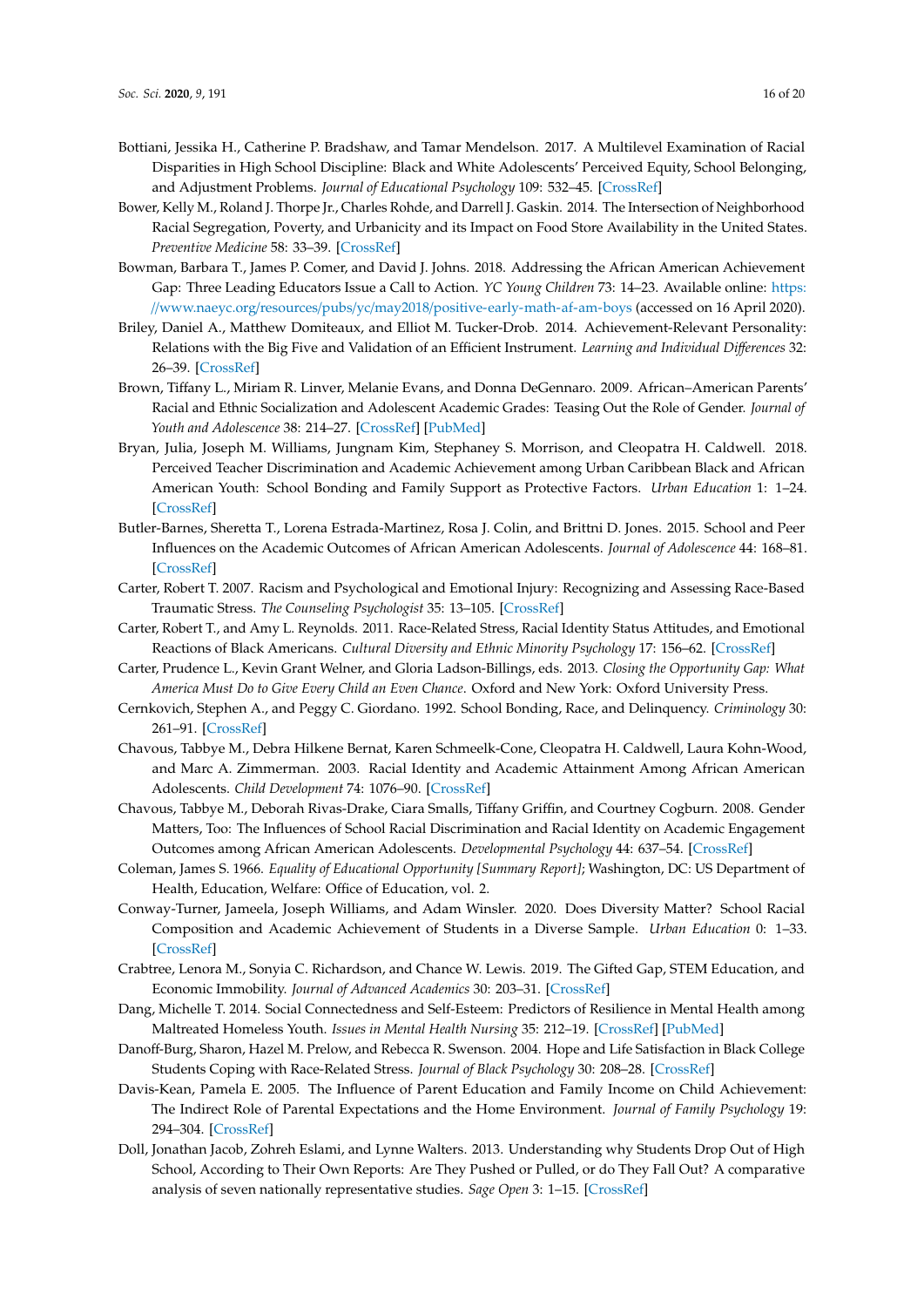Bottiani, Jessika H., Catherine P. Bradshaw, and Tamar Mendelson. 2017. A Multilevel Examination of Racial Disparities in High School Discipline: Black and White Adolescents' Perceived Equity, School Belonging, and Adjustment Problems. *Journal of Educational Psychology* 109: 532–45. [CrossRef]

Bower, Kelly M., Roland J. Thorpe Jr., Charles Rohde, and Darrell J. Gaskin. 2014. The Intersection of Neighborhood Racial Segregation, Poverty, and Urbanicity and its Impact on Food Store Availability in the United States. *Preventive Medicine* 58: 33–39. [CrossRef]

Bowman, Barbara T., James P. Comer, and David J. Johns. 2018. Addressing the African American Achievement Gap: Three Leading Educators Issue a Call to Action. *YC Young Children* 73: 14–23. Available online: https://www.naeyc.org/resources/pubs/yc/may2018/positive-early-math-af-am-boys (accessed on 16 April 2020).

Briley, Daniel A., Matthew Domiteaux, and Elliot M. Tucker-Drob. 2014. Achievement-Relevant Personality: Relations with the Big Five and Validation of an Efficient Instrument. *Learning and Individual Differences* 32: 26–39. [CrossRef]

Brown, Tiffany L., Miriam R. Linver, Melanie Evans, and Donna DeGennaro. 2009. African–American Parents' Racial and Ethnic Socialization and Adolescent Academic Grades: Teasing Out the Role of Gender. *Journal of Youth and Adolescence* 38: 214–27. [CrossRef] [PubMed]

Bryan, Julia, Joseph M. Williams, Jungnam Kim, Stephaney S. Morrison, and Cleopatra H. Caldwell. 2018. Perceived Teacher Discrimination and Academic Achievement among Urban Caribbean Black and African American Youth: School Bonding and Family Support as Protective Factors. *Urban Education* 1: 1–24. [CrossRef]

Butler-Barnes, Sheretta T., Lorena Estrada-Martinez, Rosa J. Colin, and Brittni D. Jones. 2015. School and Peer Influences on the Academic Outcomes of African American Adolescents. *Journal of Adolescence* 44: 168–81. [CrossRef]

Carter, Robert T. 2007. Racism and Psychological and Emotional Injury: Recognizing and Assessing Race-Based Traumatic Stress. *The Counseling Psychologist* 35: 13–105. [CrossRef]

Carter, Robert T., and Amy L. Reynolds. 2011. Race-Related Stress, Racial Identity Status Attitudes, and Emotional Reactions of Black Americans. *Cultural Diversity and Ethnic Minority Psychology* 17: 156–62. [CrossRef]

Carter, Prudence L., Kevin Grant Welner, and Gloria Ladson-Billings, eds. 2013. *Closing the Opportunity Gap: What America Must Do to Give Every Child an Even Chance*. Oxford and New York: Oxford University Press.

Cernkovich, Stephen A., and Peggy C. Giordano. 1992. School Bonding, Race, and Delinquency. *Criminology* 30: 261–91. [CrossRef]

Chavous, Tabbye M., Debra Hilkene Bernat, Karen Schmeelk-Cone, Cleopatra H. Caldwell, Laura Kohn-Wood, and Marc A. Zimmerman. 2003. Racial Identity and Academic Attainment Among African American Adolescents. *Child Development* 74: 1076–90. [CrossRef]

Chavous, Tabbye M., Deborah Rivas-Drake, Ciara Smalls, Tiffany Griffin, and Courtney Cogburn. 2008. Gender Matters, Too: The Influences of School Racial Discrimination and Racial Identity on Academic Engagement Outcomes among African American Adolescents. *Developmental Psychology* 44: 637–54. [CrossRef]

Coleman, James S. 1966. *Equality of Educational Opportunity [Summary Report]*; Washington, DC: US Department of Health, Education, Welfare: Office of Education, vol. 2.

Conway-Turner, Jameela, Joseph Williams, and Adam Winsler. 2020. Does Diversity Matter? School Racial Composition and Academic Achievement of Students in a Diverse Sample. *Urban Education* 0: 1–33. [CrossRef]

Crabtree, Lenora M., Sonyia C. Richardson, and Chance W. Lewis. 2019. The Gifted Gap, STEM Education, and Economic Immobility. *Journal of Advanced Academics* 30: 203–31. [CrossRef]

Dang, Michelle T. 2014. Social Connectedness and Self-Esteem: Predictors of Resilience in Mental Health among Maltreated Homeless Youth. *Issues in Mental Health Nursing* 35: 212–19. [CrossRef] [PubMed]

Danoff-Burg, Sharon, Hazel M. Prelow, and Rebecca R. Swenson. 2004. Hope and Life Satisfaction in Black College Students Coping with Race-Related Stress. *Journal of Black Psychology* 30: 208–28. [CrossRef]

Davis-Kean, Pamela E. 2005. The Influence of Parent Education and Family Income on Child Achievement: The Indirect Role of Parental Expectations and the Home Environment. *Journal of Family Psychology* 19: 294–304. [CrossRef]

Doll, Jonathan Jacob, Zohreh Eslami, and Lynne Walters. 2013. Understanding why Students Drop Out of High School, According to Their Own Reports: Are They Pushed or Pulled, or do They Fall Out? A comparative analysis of seven nationally representative studies. *Sage Open* 3: 1–15. [CrossRef]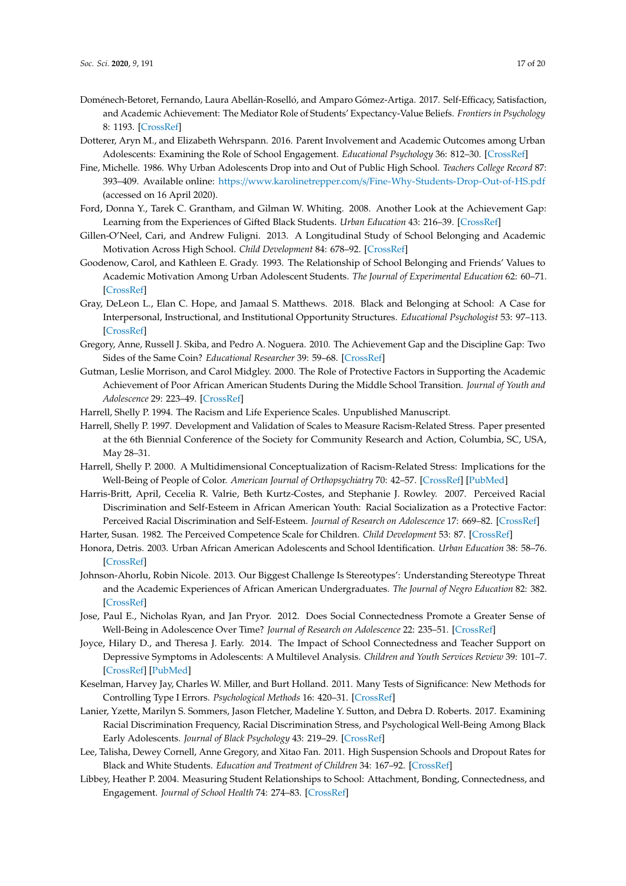Doménech-Betoret, Fernando, Laura Abellán-Roselló, and Amparo Gómez-Artiga. 2017. Self-Efficacy, Satisfaction, and Academic Achievement: The Mediator Role of Students' Expectancy-Value Beliefs. *Frontiers in Psychology* 8: 1193. [CrossRef]

Dotterer, Aryn M., and Elizabeth Wehrspann. 2016. Parent Involvement and Academic Outcomes among Urban Adolescents: Examining the Role of School Engagement. *Educational Psychology* 36: 812–30. [CrossRef]

Fine, Michelle. 1986. Why Urban Adolescents Drop into and Out of Public High School. *Teachers College Record* 87: 393–409. Available online: https://www.karolinetrepper.com/s/Fine-Why-Students-Drop-Out-of-HS.pdf (accessed on 16 April 2020).

Ford, Donna Y., Tarek C. Grantham, and Gilman W. Whiting. 2008. Another Look at the Achievement Gap: Learning from the Experiences of Gifted Black Students. *Urban Education* 43: 216–39. [CrossRef]

Gillen-O'Neel, Cari, and Andrew Fuligni. 2013. A Longitudinal Study of School Belonging and Academic Motivation Across High School. *Child Development* 84: 678–92. [CrossRef]

Goodenow, Carol, and Kathleen E. Grady. 1993. The Relationship of School Belonging and Friends' Values to Academic Motivation Among Urban Adolescent Students. *The Journal of Experimental Education* 62: 60–71. [CrossRef]

Gray, DeLeon L., Elan C. Hope, and Jamaal S. Matthews. 2018. Black and Belonging at School: A Case for Interpersonal, Instructional, and Institutional Opportunity Structures. *Educational Psychologist* 53: 97–113. [CrossRef]

Gregory, Anne, Russell J. Skiba, and Pedro A. Noguera. 2010. The Achievement Gap and the Discipline Gap: Two Sides of the Same Coin? *Educational Researcher* 39: 59–68. [CrossRef]

Gutman, Leslie Morrison, and Carol Midgley. 2000. The Role of Protective Factors in Supporting the Academic Achievement of Poor African American Students During the Middle School Transition. *Journal of Youth and Adolescence* 29: 223–49. [CrossRef]

Harrell, Shelly P. 1994. The Racism and Life Experience Scales. Unpublished Manuscript.

Harrell, Shelly P. 1997. Development and Validation of Scales to Measure Racism-Related Stress. Paper presented at the 6th Biennial Conference of the Society for Community Research and Action, Columbia, SC, USA, May 28–31.

Harrell, Shelly P. 2000. A Multidimensional Conceptualization of Racism-Related Stress: Implications for the Well-Being of People of Color. *American Journal of Orthopsychiatry* 70: 42–57. [CrossRef] [PubMed]

Harris-Britt, April, Cecelia R. Valrie, Beth Kurtz-Costes, and Stephanie J. Rowley. 2007. Perceived Racial Discrimination and Self-Esteem in African American Youth: Racial Socialization as a Protective Factor: Perceived Racial Discrimination and Self-Esteem. *Journal of Research on Adolescence* 17: 669–82. [CrossRef]

Harter, Susan. 1982. The Perceived Competence Scale for Children. *Child Development* 53: 87. [CrossRef]

Honora, Detris. 2003. Urban African American Adolescents and School Identification. *Urban Education* 38: 58–76. [CrossRef]

Johnson-Ahorlu, Robin Nicole. 2013. Our Biggest Challenge Is Stereotypes': Understanding Stereotype Threat and the Academic Experiences of African American Undergraduates. *The Journal of Negro Education* 82: 382. [CrossRef]

Jose, Paul E., Nicholas Ryan, and Jan Pryor. 2012. Does Social Connectedness Promote a Greater Sense of Well-Being in Adolescence Over Time? *Journal of Research on Adolescence* 22: 235–51. [CrossRef]

Joyce, Hilary D., and Theresa J. Early. 2014. The Impact of School Connectedness and Teacher Support on Depressive Symptoms in Adolescents: A Multilevel Analysis. *Children and Youth Services Review* 39: 101–7. [CrossRef] [PubMed]

Keselman, Harvey Jay, Charles W. Miller, and Burt Holland. 2011. Many Tests of Significance: New Methods for Controlling Type I Errors. *Psychological Methods* 16: 420–31. [CrossRef]

Lanier, Yzette, Marilyn S. Sommers, Jason Fletcher, Madeline Y. Sutton, and Debra D. Roberts. 2017. Examining Racial Discrimination Frequency, Racial Discrimination Stress, and Psychological Well-Being Among Black Early Adolescents. *Journal of Black Psychology* 43: 219–29. [CrossRef]

Lee, Talisha, Dewey Cornell, Anne Gregory, and Xitao Fan. 2011. High Suspension Schools and Dropout Rates for Black and White Students. *Education and Treatment of Children* 34: 167–92. [CrossRef]

Libbey, Heather P. 2004. Measuring Student Relationships to School: Attachment, Bonding, Connectedness, and Engagement. *Journal of School Health* 74: 274–83. [CrossRef]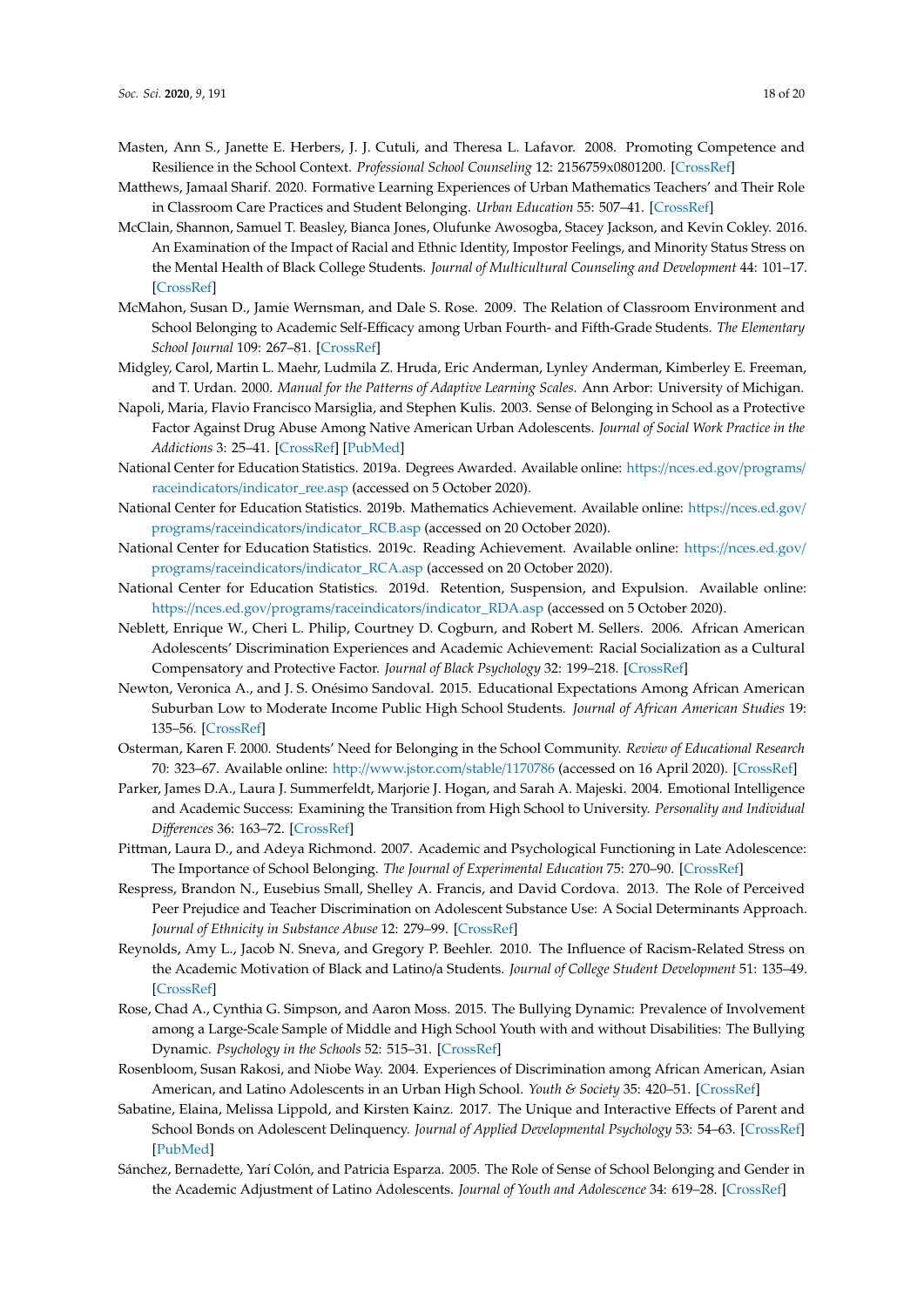Masten, Ann S., Janette E. Herbers, J. J. Cutuli, and Theresa L. Lafavor. 2008. Promoting Competence and Resilience in the School Context. *Professional School Counseling* 12: 2156759x0801200. [CrossRef]

Matthews, Jamaal Sharif. 2020. Formative Learning Experiences of Urban Mathematics Teachers' and Their Role in Classroom Care Practices and Student Belonging. *Urban Education* 55: 507–41. [CrossRef]

McClain, Shannon, Samuel T. Beasley, Bianca Jones, Olufunke Awosogba, Stacey Jackson, and Kevin Cokley. 2016. An Examination of the Impact of Racial and Ethnic Identity, Impostor Feelings, and Minority Status Stress on the Mental Health of Black College Students. *Journal of Multicultural Counseling and Development* 44: 101–17. [CrossRef]

McMahon, Susan D., Jamie Wernsman, and Dale S. Rose. 2009. The Relation of Classroom Environment and School Belonging to Academic Self-Efficacy among Urban Fourth- and Fifth-Grade Students. *The Elementary School Journal* 109: 267–81. [CrossRef]

Midgley, Carol, Martin L. Maehr, Ludmila Z. Hruda, Eric Anderman, Lynley Anderman, Kimberley E. Freeman, and T. Urdan. 2000. *Manual for the Patterns of Adaptive Learning Scales*. Ann Arbor: University of Michigan.

Napoli, Maria, Flavio Francisco Marsiglia, and Stephen Kulis. 2003. Sense of Belonging in School as a Protective Factor Against Drug Abuse Among Native American Urban Adolescents. *Journal of Social Work Practice in the Addictions* 3: 25–41. [CrossRef] [PubMed]

National Center for Education Statistics. 2019a. Degrees Awarded. Available online: https://nces.ed.gov/programs/raceindicators/indicator_ree.asp (accessed on 5 October 2020).

National Center for Education Statistics. 2019b. Mathematics Achievement. Available online: https://nces.ed.gov/programs/raceindicators/indicator_RCB.asp (accessed on 20 October 2020).

National Center for Education Statistics. 2019c. Reading Achievement. Available online: https://nces.ed.gov/programs/raceindicators/indicator_RCA.asp (accessed on 20 October 2020).

National Center for Education Statistics. 2019d. Retention, Suspension, and Expulsion. Available online: https://nces.ed.gov/programs/raceindicators/indicator_RDA.asp (accessed on 5 October 2020).

Neblett, Enrique W., Cheri L. Philip, Courtney D. Cogburn, and Robert M. Sellers. 2006. African American Adolescents' Discrimination Experiences and Academic Achievement: Racial Socialization as a Cultural Compensatory and Protective Factor. *Journal of Black Psychology* 32: 199–218. [CrossRef]

Newton, Veronica A., and J. S. Onésimo Sandoval. 2015. Educational Expectations Among African American Suburban Low to Moderate Income Public High School Students. *Journal of African American Studies* 19: 135–56. [CrossRef]

Osterman, Karen F. 2000. Students' Need for Belonging in the School Community. *Review of Educational Research* 70: 323–67. Available online: http://www.jstor.com/stable/1170786 (accessed on 16 April 2020). [CrossRef]

Parker, James D.A., Laura J. Summerfeldt, Marjorie J. Hogan, and Sarah A. Majeski. 2004. Emotional Intelligence and Academic Success: Examining the Transition from High School to University. *Personality and Individual Differences* 36: 163–72. [CrossRef]

Pittman, Laura D., and Adeya Richmond. 2007. Academic and Psychological Functioning in Late Adolescence: The Importance of School Belonging. *The Journal of Experimental Education* 75: 270–90. [CrossRef]

Respress, Brandon N., Eusebius Small, Shelley A. Francis, and David Cordova. 2013. The Role of Perceived Peer Prejudice and Teacher Discrimination on Adolescent Substance Use: A Social Determinants Approach. *Journal of Ethnicity in Substance Abuse* 12: 279–99. [CrossRef]

Reynolds, Amy L., Jacob N. Sneva, and Gregory P. Beehler. 2010. The Influence of Racism-Related Stress on the Academic Motivation of Black and Latino/a Students. *Journal of College Student Development* 51: 135–49. [CrossRef]

Rose, Chad A., Cynthia G. Simpson, and Aaron Moss. 2015. The Bullying Dynamic: Prevalence of Involvement among a Large-Scale Sample of Middle and High School Youth with and without Disabilities: The Bullying Dynamic. *Psychology in the Schools* 52: 515–31. [CrossRef]

Rosenbloom, Susan Rakosi, and Niobe Way. 2004. Experiences of Discrimination among African American, Asian American, and Latino Adolescents in an Urban High School. *Youth & Society* 35: 420–51. [CrossRef]

Sabatine, Elaina, Melissa Lippold, and Kirsten Kainz. 2017. The Unique and Interactive Effects of Parent and School Bonds on Adolescent Delinquency. *Journal of Applied Developmental Psychology* 53: 54–63. [CrossRef] [PubMed]

Sánchez, Bernadette, Yarí Colón, and Patricia Esparza. 2005. The Role of Sense of School Belonging and Gender in the Academic Adjustment of Latino Adolescents. *Journal of Youth and Adolescence* 34: 619–28. [CrossRef]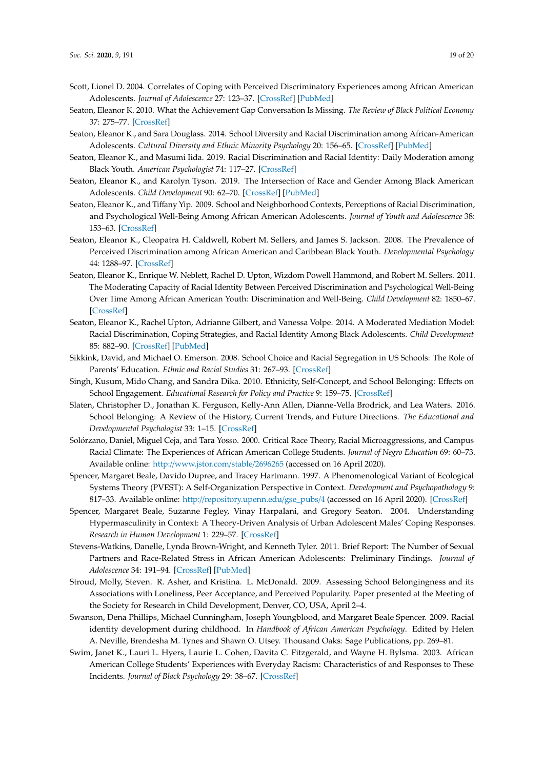Scott, Lionel D. 2004. Correlates of Coping with Perceived Discriminatory Experiences among African American Adolescents. *Journal of Adolescence* 27: 123–37. [CrossRef] [PubMed]

Seaton, Eleanor K. 2010. What the Achievement Gap Conversation Is Missing. *The Review of Black Political Economy* 37: 275–77. [CrossRef]

Seaton, Eleanor K., and Sara Douglass. 2014. School Diversity and Racial Discrimination among African-American Adolescents. *Cultural Diversity and Ethnic Minority Psychology* 20: 156–65. [CrossRef] [PubMed]

Seaton, Eleanor K., and Masumi Iida. 2019. Racial Discrimination and Racial Identity: Daily Moderation among Black Youth. *American Psychologist* 74: 117–27. [CrossRef]

Seaton, Eleanor K., and Karolyn Tyson. 2019. The Intersection of Race and Gender Among Black American Adolescents. *Child Development* 90: 62–70. [CrossRef] [PubMed]

Seaton, Eleanor K., and Tiffany Yip. 2009. School and Neighborhood Contexts, Perceptions of Racial Discrimination, and Psychological Well-Being Among African American Adolescents. *Journal of Youth and Adolescence* 38: 153–63. [CrossRef]

Seaton, Eleanor K., Cleopatra H. Caldwell, Robert M. Sellers, and James S. Jackson. 2008. The Prevalence of Perceived Discrimination among African American and Caribbean Black Youth. *Developmental Psychology* 44: 1288–97. [CrossRef]

Seaton, Eleanor K., Enrique W. Neblett, Rachel D. Upton, Wizdom Powell Hammond, and Robert M. Sellers. 2011. The Moderating Capacity of Racial Identity Between Perceived Discrimination and Psychological Well-Being Over Time Among African American Youth: Discrimination and Well-Being. *Child Development* 82: 1850–67. [CrossRef]

Seaton, Eleanor K., Rachel Upton, Adrianne Gilbert, and Vanessa Volpe. 2014. A Moderated Mediation Model: Racial Discrimination, Coping Strategies, and Racial Identity Among Black Adolescents. *Child Development* 85: 882–90. [CrossRef] [PubMed]

Sikkink, David, and Michael O. Emerson. 2008. School Choice and Racial Segregation in US Schools: The Role of Parents' Education. *Ethnic and Racial Studies* 31: 267–93. [CrossRef]

Singh, Kusum, Mido Chang, and Sandra Dika. 2010. Ethnicity, Self-Concept, and School Belonging: Effects on School Engagement. *Educational Research for Policy and Practice* 9: 159–75. [CrossRef]

Slaten, Christopher D., Jonathan K. Ferguson, Kelly-Ann Allen, Dianne-Vella Brodrick, and Lea Waters. 2016. School Belonging: A Review of the History, Current Trends, and Future Directions. *The Educational and Developmental Psychologist* 33: 1–15. [CrossRef]

Solórzano, Daniel, Miguel Ceja, and Tara Yosso. 2000. Critical Race Theory, Racial Microaggressions, and Campus Racial Climate: The Experiences of African American College Students. *Journal of Negro Education* 69: 60–73. Available online: http://www.jstor.com/stable/2696265 (accessed on 16 April 2020).

Spencer, Margaret Beale, Davido Dupree, and Tracey Hartmann. 1997. A Phenomenological Variant of Ecological Systems Theory (PVEST): A Self-Organization Perspective in Context. *Development and Psychopathology* 9: 817–33. Available online: http://repository.upenn.edu/gse_pubs/4 (accessed on 16 April 2020). [CrossRef]

Spencer, Margaret Beale, Suzanne Fegley, Vinay Harpalani, and Gregory Seaton. 2004. Understanding Hypermasculinity in Context: A Theory-Driven Analysis of Urban Adolescent Males' Coping Responses. *Research in Human Development* 1: 229–57. [CrossRef]

Stevens-Watkins, Danelle, Lynda Brown-Wright, and Kenneth Tyler. 2011. Brief Report: The Number of Sexual Partners and Race-Related Stress in African American Adolescents: Preliminary Findings. *Journal of Adolescence* 34: 191–94. [CrossRef] [PubMed]

Stroud, Molly, Steven. R. Asher, and Kristina. L. McDonald. 2009. Assessing School Belongingness and its Associations with Loneliness, Peer Acceptance, and Perceived Popularity. Paper presented at the Meeting of the Society for Research in Child Development, Denver, CO, USA, April 2–4.

Swanson, Dena Phillips, Michael Cunningham, Joseph Youngblood, and Margaret Beale Spencer. 2009. Racial identity development during childhood. In *Handbook of African American Psychology*. Edited by Helen A. Neville, Brendesha M. Tynes and Shawn O. Utsey. Thousand Oaks: Sage Publications, pp. 269–81.

Swim, Janet K., Lauri L. Hyers, Laurie L. Cohen, Davita C. Fitzgerald, and Wayne H. Bylsma. 2003. African American College Students' Experiences with Everyday Racism: Characteristics of and Responses to These Incidents. *Journal of Black Psychology* 29: 38–67. [CrossRef]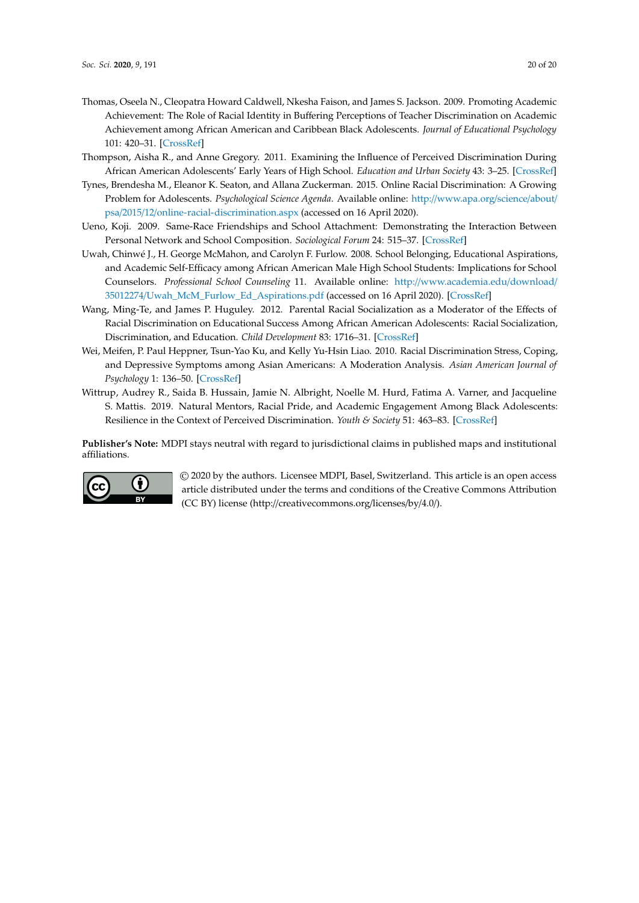Thomas, Oseela N., Cleopatra Howard Caldwell, Nkesha Faison, and James S. Jackson. 2009. Promoting Academic Achievement: The Role of Racial Identity in Buffering Perceptions of Teacher Discrimination on Academic Achievement among African American and Caribbean Black Adolescents. *Journal of Educational Psychology* 101: 420–31. [CrossRef]

Thompson, Aisha R., and Anne Gregory. 2011. Examining the Influence of Perceived Discrimination During African American Adolescents' Early Years of High School. *Education and Urban Society* 43: 3–25. [CrossRef]

Tynes, Brendesha M., Eleanor K. Seaton, and Allana Zuckerman. 2015. Online Racial Discrimination: A Growing Problem for Adolescents. *Psychological Science Agenda*. Available online: http://www.apa.org/science/about/psa/2015/12/online-racial-discrimination.aspx (accessed on 16 April 2020).

Ueno, Koji. 2009. Same-Race Friendships and School Attachment: Demonstrating the Interaction Between Personal Network and School Composition. *Sociological Forum* 24: 515–37. [CrossRef]

Uwah, Chinwé J., H. George McMahon, and Carolyn F. Furlow. 2008. School Belonging, Educational Aspirations, and Academic Self-Efficacy among African American Male High School Students: Implications for School Counselors. *Professional School Counseling* 11. Available online: http://www.academia.edu/download/35012274/Uwah_McM_Furlow_Ed_Aspirations.pdf (accessed on 16 April 2020). [CrossRef]

Wang, Ming-Te, and James P. Huguley. 2012. Parental Racial Socialization as a Moderator of the Effects of Racial Discrimination on Educational Success Among African American Adolescents: Racial Socialization, Discrimination, and Education. *Child Development* 83: 1716–31. [CrossRef]

Wei, Meifen, P. Paul Heppner, Tsun-Yao Ku, and Kelly Yu-Hsin Liao. 2010. Racial Discrimination Stress, Coping, and Depressive Symptoms among Asian Americans: A Moderation Analysis. *Asian American Journal of Psychology* 1: 136–50. [CrossRef]

Wittrup, Audrey R., Saida B. Hussain, Jamie N. Albright, Noelle M. Hurd, Fatima A. Varner, and Jacqueline S. Mattis. 2019. Natural Mentors, Racial Pride, and Academic Engagement Among Black Adolescents: Resilience in the Context of Perceived Discrimination. *Youth & Society* 51: 463–83. [CrossRef]

**Publisher's Note:** MDPI stays neutral with regard to jurisdictional claims in published maps and institutional affiliations.

© 2020 by the authors. Licensee MDPI, Basel, Switzerland. This article is an open access article distributed under the terms and conditions of the Creative Commons Attribution (CC BY) license (http://creativecommons.org/licenses/by/4.0/).